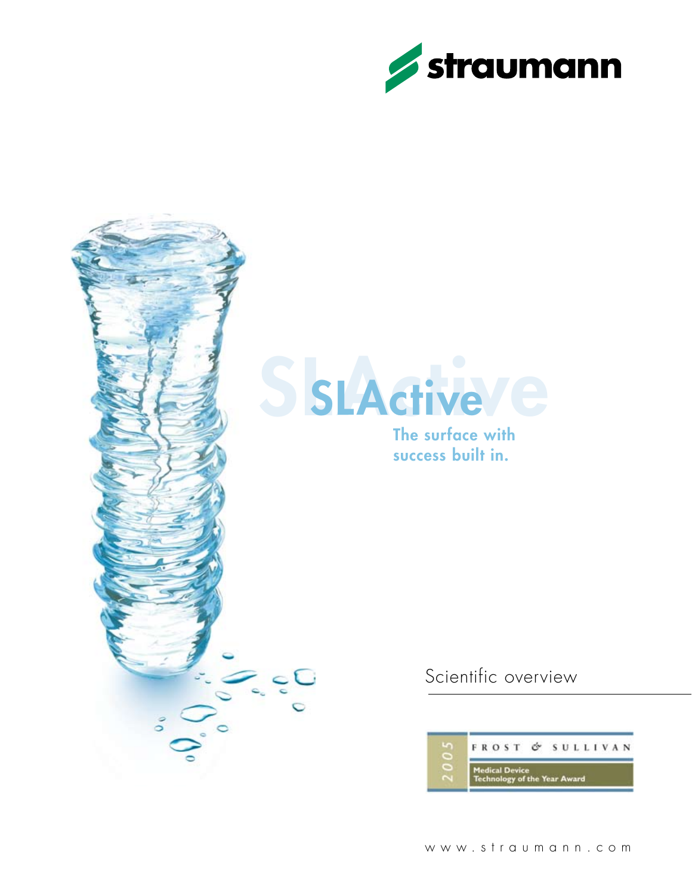straumann

# SLActive

## The surface with success built in.

Scientific overview

2005 FROST & SULLIVAN
Medical Device Technology of the Year Award

www.straumann.com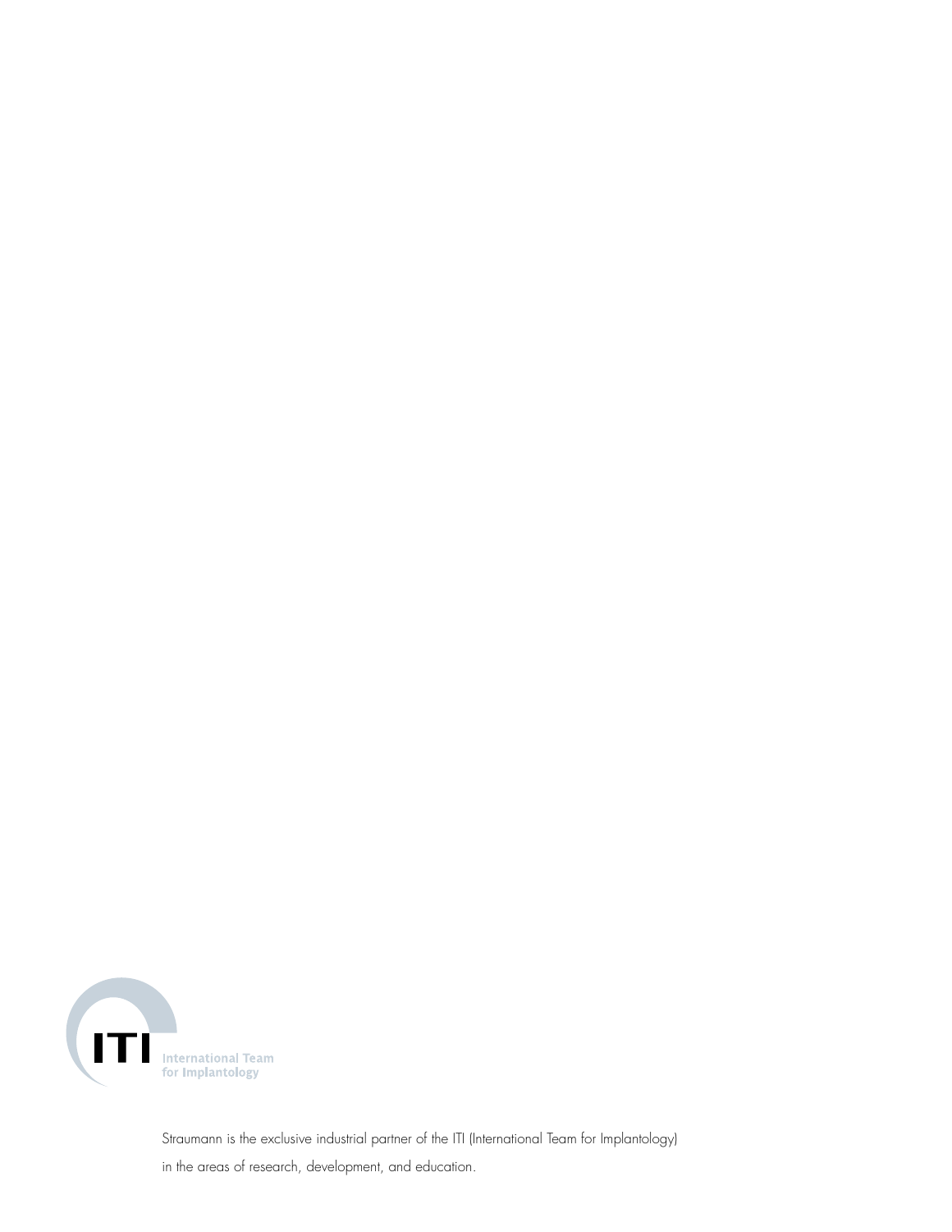ITI International Team for Implantology

Straumann is the exclusive industrial partner of the ITI (International Team for Implantology) in the areas of research, development, and education.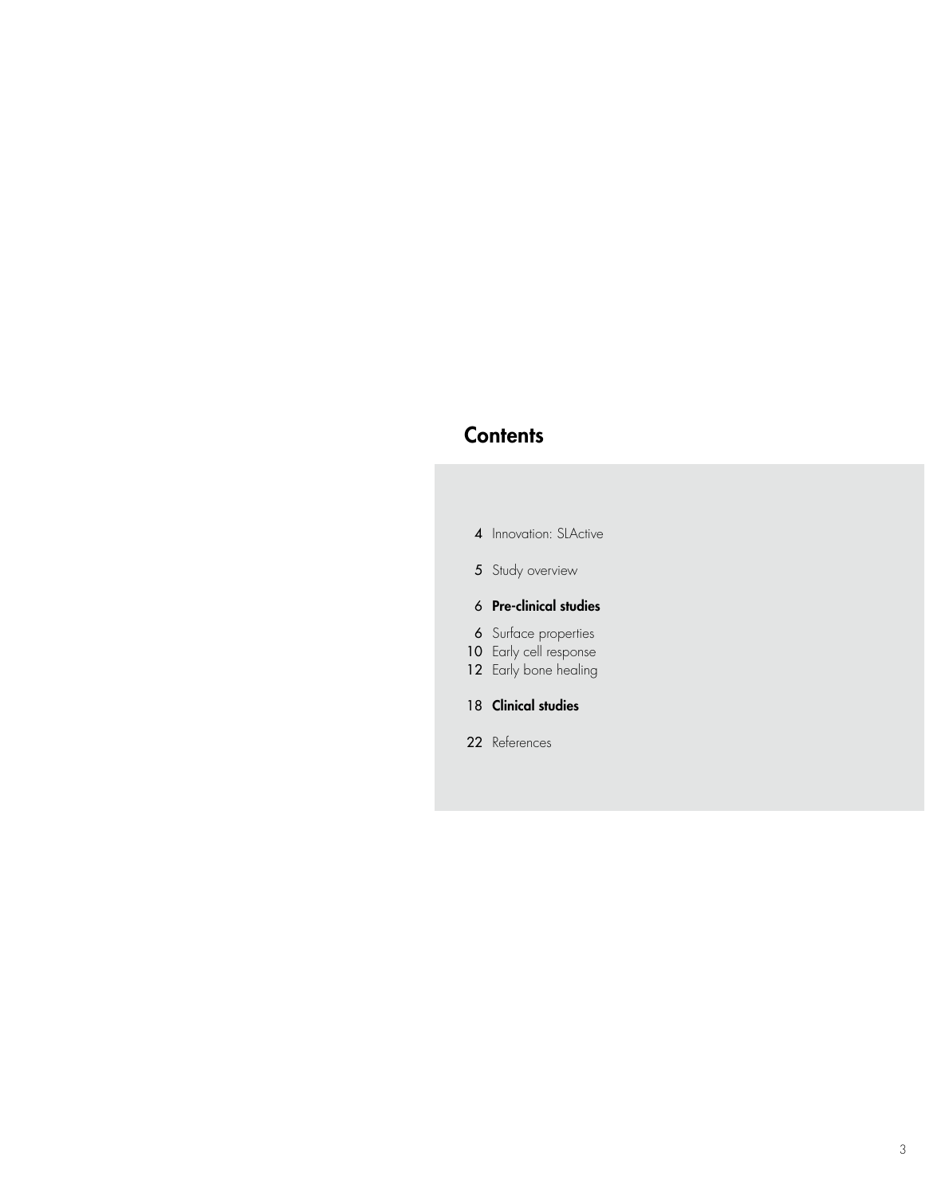## Contents

4 Innovation: SLActive

5 Study overview

6 **Pre-clinical studies**

6 Surface properties
10 Early cell response
12 Early bone healing

18 **Clinical studies**

22 References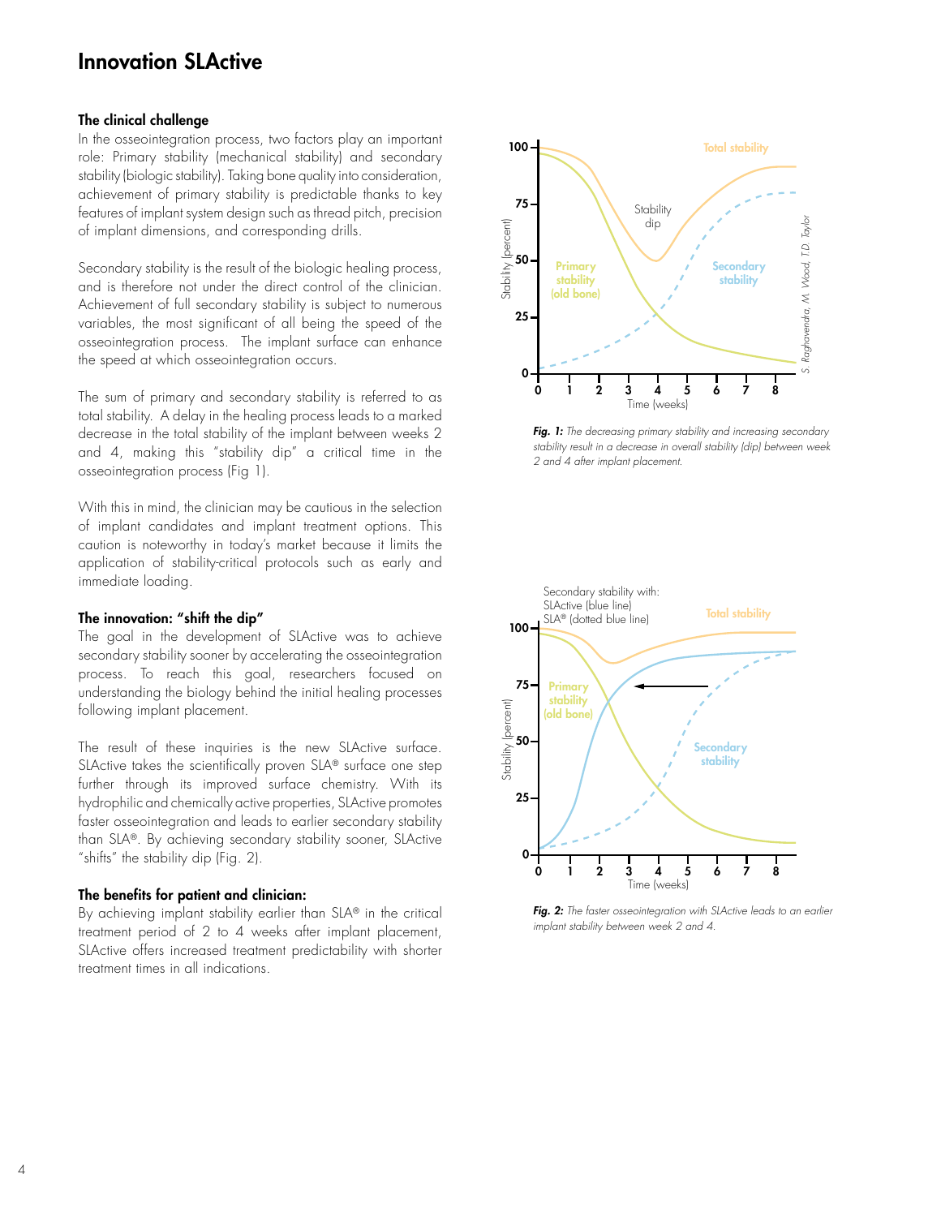# Innovation SLActive

### The clinical challenge

In the osseointegration process, two factors play an important role: Primary stability (mechanical stability) and secondary stability (biologic stability). Taking bone quality into consideration, achievement of primary stability is predictable thanks to key features of implant system design such as thread pitch, precision of implant dimensions, and corresponding drills.

Secondary stability is the result of the biologic healing process, and is therefore not under the direct control of the clinician. Achievement of full secondary stability is subject to numerous variables, the most significant of all being the speed of the osseointegration process. The implant surface can enhance the speed at which osseointegration occurs.

The sum of primary and secondary stability is referred to as total stability. A delay in the healing process leads to a marked decrease in the total stability of the implant between weeks 2 and 4, making this "stability dip" a critical time in the osseointegration process (Fig 1).

With this in mind, the clinician may be cautious in the selection of implant candidates and implant treatment options. This caution is noteworthy in today's market because it limits the application of stability-critical protocols such as early and immediate loading.

### The innovation: "shift the dip"

The goal in the development of SLActive was to achieve secondary stability sooner by accelerating the osseointegration process. To reach this goal, researchers focused on understanding the biology behind the initial healing processes following implant placement.

The result of these inquiries is the new SLActive surface. SLActive takes the scientifically proven SLA® surface one step further through its improved surface chemistry. With its hydrophilic and chemically active properties, SLActive promotes faster osseointegration and leads to earlier secondary stability than SLA®. By achieving secondary stability sooner, SLActive "shifts" the stability dip (Fig. 2).

### The benefits for patient and clinician:

By achieving implant stability earlier than SLA® in the critical treatment period of 2 to 4 weeks after implant placement, SLActive offers increased treatment predictability with shorter treatment times in all indications.

*S. Raghavendra, M. Wood, T.D. Taylor*

***Fig. 1:*** *The decreasing primary stability and increasing secondary stability result in a decrease in overall stability (dip) between week 2 and 4 after implant placement.*

***Fig. 2:*** *The faster osseointegration with SLActive leads to an earlier implant stability between week 2 and 4.*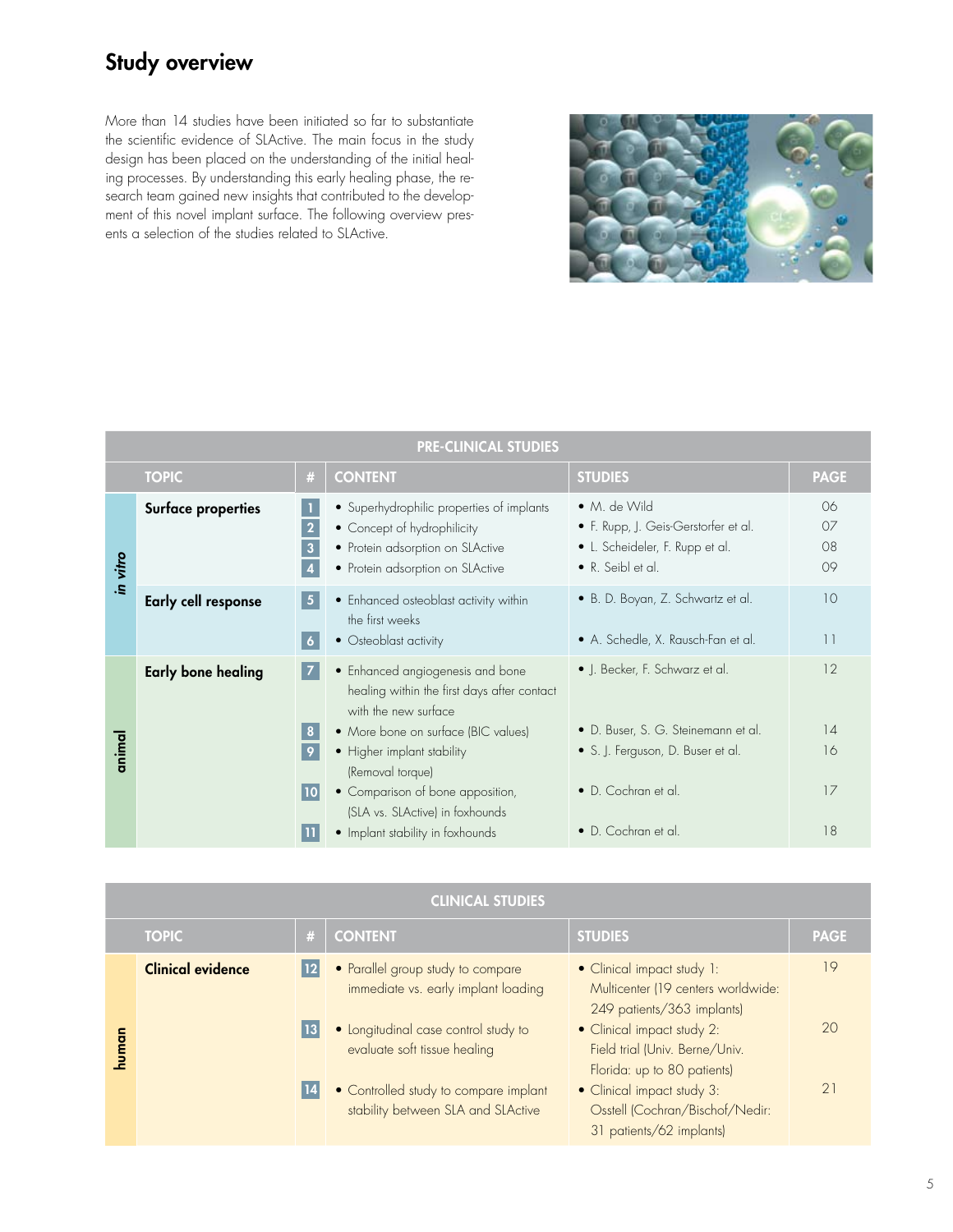# Study overview

More than 14 studies have been initiated so far to substantiate the scientific evidence of SLActive. The main focus in the study design has been placed on the understanding of the initial healing processes. By understanding this early healing phase, the research team gained new insights that contributed to the development of this novel implant surface. The following overview presents a selection of the studies related to SLActive.

| PRE-CLINICAL STUDIES | | | | | |
|---|---|---|---|---|---|
| | TOPIC | # | CONTENT | STUDIES | PAGE |
| *in vitro* | **Surface properties** | 1 | • Superhydrophilic properties of implants | • M. de Wild | 06 |
| | | 2 | • Concept of hydrophilicity | • F. Rupp, J. Geis-Gerstorfer et al. | 07 |
| | | 3 | • Protein adsorption on SLActive | • L. Scheideler, F. Rupp et al. | 08 |
| | | 4 | • Protein adsorption on SLActive | • R. Seibl et al. | 09 |
| | **Early cell response** | 5 | • Enhanced osteoblast activity within the first weeks | • B. D. Boyan, Z. Schwartz et al. | 10 |
| | | 6 | • Osteoblast activity | • A. Schedle, X. Rausch-Fan et al. | 11 |
| animal | **Early bone healing** | 7 | • Enhanced angiogenesis and bone healing within the first days after contact with the new surface | • J. Becker, F. Schwarz et al. | 12 |
| | | 8 | • More bone on surface (BIC values) | • D. Buser, S. G. Steinemann et al. | 14 |
| | | 9 | • Higher implant stability (Removal torque) | • S. J. Ferguson, D. Buser et al. | 16 |
| | | 10 | • Comparison of bone apposition, (SLA vs. SLActive) in foxhounds | • D. Cochran et al. | 17 |
| | | 11 | • Implant stability in foxhounds | • D. Cochran et al. | 18 |

| CLINICAL STUDIES | | | | | |
|---|---|---|---|---|---|
| | TOPIC | # | CONTENT | STUDIES | PAGE |
| human | **Clinical evidence** | 12 | • Parallel group study to compare immediate vs. early implant loading | • Clinical impact study 1: Multicenter (19 centers worldwide: 249 patients/363 implants) | 19 |
| | | 13 | • Longitudinal case control study to evaluate soft tissue healing | • Clinical impact study 2: Field trial (Univ. Berne/Univ. Florida: up to 80 patients) | 20 |
| | | 14 | • Controlled study to compare implant stability between SLA and SLActive | • Clinical impact study 3: Osstell (Cochran/Bischof/Nedir: 31 patients/62 implants) | 21 |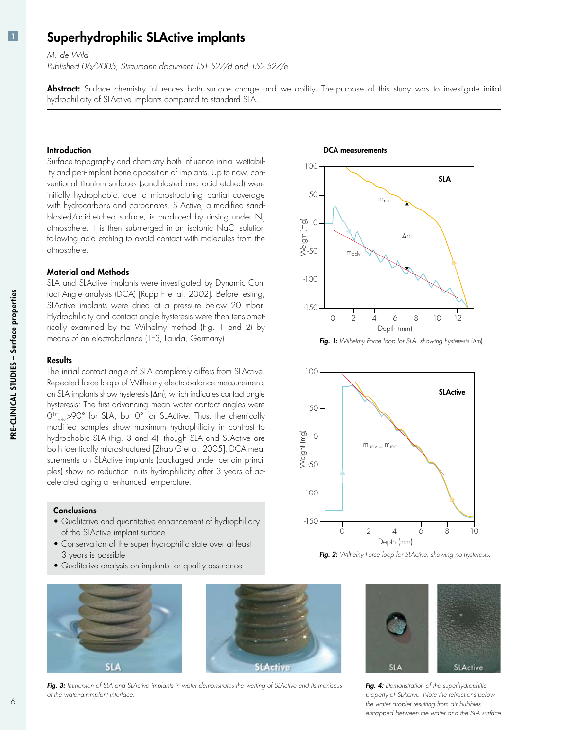# Superhydrophilic SLActive implants

*M. de Wild*

*Published 06/2005, Straumann document 151.527/d and 152.527/e*

**Abstract:** Surface chemistry influences both surface charge and wettability. The purpose of this study was to investigate initial hydrophilicity of SLActive implants compared to standard SLA.

### Introduction

Surface topography and chemistry both influence initial wettability and peri-implant bone apposition of implants. Up to now, conventional titanium surfaces (sandblasted and acid etched) were initially hydrophobic, due to microstructuring partial coverage with hydrocarbons and carbonates. SLActive, a modified sandblasted/acid-etched surface, is produced by rinsing under $N_2$ atmosphere. It is then submerged in an isotonic NaCl solution following acid etching to avoid contact with molecules from the atmosphere.

### Material and Methods

SLA and SLActive implants were investigated by Dynamic Contact Angle analysis (DCA) [Rupp F et al. 2002]. Before testing, SLActive implants were dried at a pressure below 20 mbar. Hydrophilicity and contact angle hysteresis were then tensiometrically examined by the Wilhelmy method (Fig. 1 and 2) by means of an electrobalance (TE3, Lauda, Germany).

### Results

The initial contact angle of SLA completely differs from SLActive. Repeated force loops of Wilhelmy-electrobalance measurements on SLA implants show hysteresis ($\Delta m$), which indicates contact angle hysteresis: The first advancing mean water contact angles were $\theta^{1st}_{adv}$ >90° for SLA, but 0° for SLActive. Thus, the chemically modified samples show maximum hydrophilicity in contrast to hydrophobic SLA (Fig. 3 and 4), though SLA and SLActive are both identically microstructured [Zhao G et al. 2005]. DCA measurements on SLActive implants (packaged under certain principles) show no reduction in its hydrophilicity after 3 years of accelerated aging at enhanced temperature.

### Conclusions

- Qualitative and quantitative enhancement of hydrophilicity of the SLActive implant surface
- Conservation of the super hydrophilic state over at least 3 years is possible
- Qualitative analysis on implants for quality assurance

**DCA measurements**

***Fig. 1:*** *Wilhelmy Force loop for SLA, showing hysteresis ($\Delta m$).*

***Fig. 2:*** *Wilhelny Force loop for SLActive, showing no hysteresis.*

***Fig. 3:*** *Immersion of SLA and SLActive implants in water demonstrates the wetting of SLActive and its meniscus at the water-air-implant interface.*

***Fig. 4:*** *Demonstration of the superhydrophilic property of SLActive. Note the refractions below the water droplet resulting from air bubbles entrapped between the water and the SLA surface.*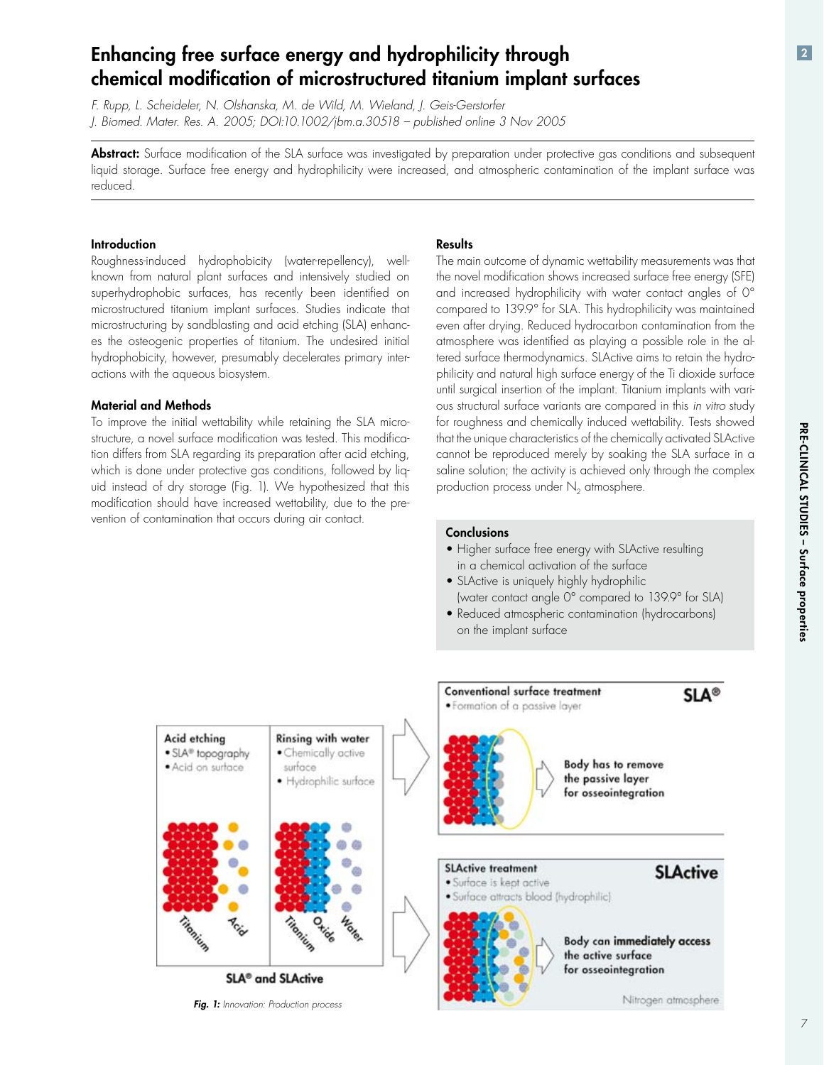# Enhancing free surface energy and hydrophilicity through chemical modification of microstructured titanium implant surfaces

*F. Rupp, L. Scheideler, N. Olshanska, M. de Wild, M. Wieland, J. Geis-Gerstorfer*
*J. Biomed. Mater. Res. A. 2005; DOI:10.1002/jbm.a.30518 – published online 3 Nov 2005*

**Abstract:** Surface modification of the SLA surface was investigated by preparation under protective gas conditions and subsequent liquid storage. Surface free energy and hydrophilicity were increased, and atmospheric contamination of the implant surface was reduced.

### Introduction

Roughness-induced hydrophobicity (water-repellency), well-known from natural plant surfaces and intensively studied on superhydrophobic surfaces, has recently been identified on microstructured titanium implant surfaces. Studies indicate that microstructuring by sandblasting and acid etching (SLA) enhances the osteogenic properties of titanium. The undesired initial hydrophobicity, however, presumably decelerates primary interactions with the aqueous biosystem.

### Material and Methods

To improve the initial wettability while retaining the SLA microstructure, a novel surface modification was tested. This modification differs from SLA regarding its preparation after acid etching, which is done under protective gas conditions, followed by liquid instead of dry storage (Fig. 1). We hypothesized that this modification should have increased wettability, due to the prevention of contamination that occurs during air contact.

### Results

The main outcome of dynamic wettability measurements was that the novel modification shows increased surface free energy (SFE) and increased hydrophilicity with water contact angles of 0° compared to 139.9° for SLA. This hydrophilicity was maintained even after drying. Reduced hydrocarbon contamination from the atmosphere was identified as playing a possible role in the altered surface thermodynamics. SLActive aims to retain the hydrophilicity and natural high surface energy of the Ti dioxide surface until surgical insertion of the implant. Titanium implants with various structural surface variants are compared in this *in vitro* study for roughness and chemically induced wettability. Tests showed that the unique characteristics of the chemically activated SLActive cannot be reproduced merely by soaking the SLA surface in a saline solution; the activity is achieved only through the complex production process under $N_2$ atmosphere.

### Conclusions

- Higher surface free energy with SLActive resulting in a chemical activation of the surface
- SLActive is uniquely highly hydrophilic (water contact angle 0° compared to 139.9° for SLA)
- Reduced atmospheric contamination (hydrocarbons) on the implant surface

**Fig. 1:** *Innovation: Production process*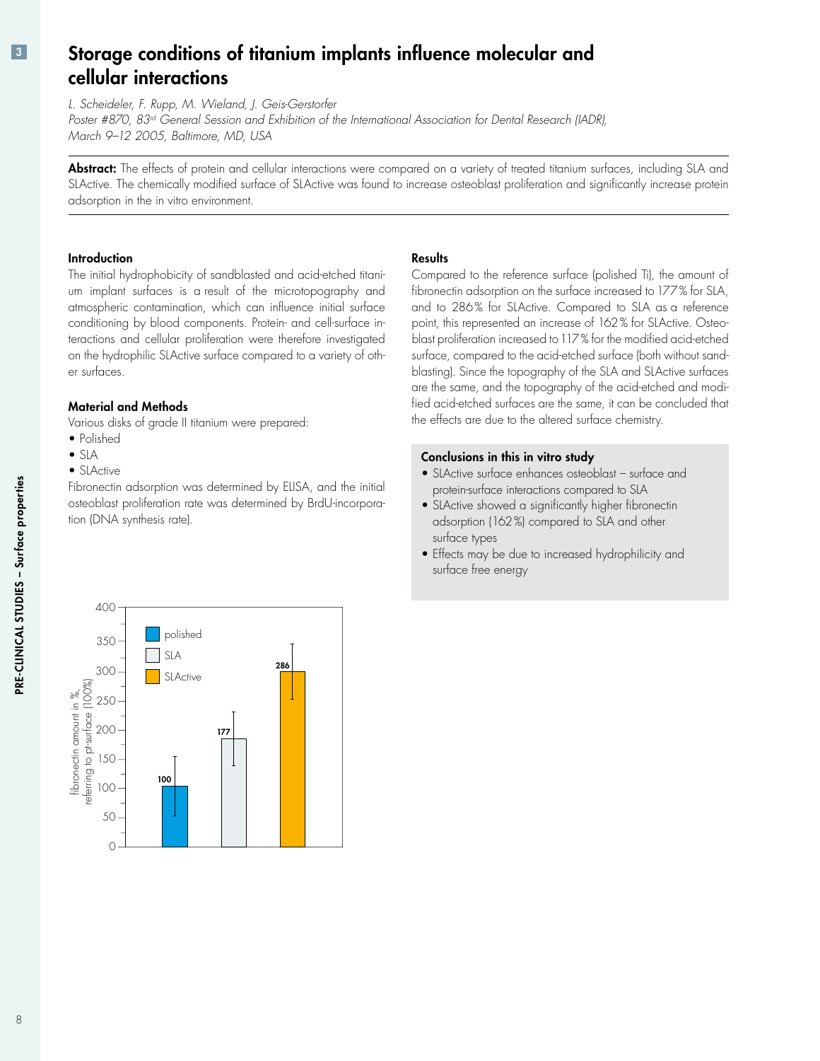# Storage conditions of titanium implants influence molecular and cellular interactions

*L. Scheideler, F. Rupp, M. Wieland, J. Geis-Gerstorfer*
*Poster #870, 83rd General Session and Exhibition of the International Association for Dental Research (IADR), March 9–12 2005, Baltimore, MD, USA*

**Abstract:** The effects of protein and cellular interactions were compared on a variety of treated titanium surfaces, including SLA and SLActive. The chemically modified surface of SLActive was found to increase osteoblast proliferation and significantly increase protein adsorption in the in vitro environment.

### Introduction

The initial hydrophobicity of sandblasted and acid-etched titanium implant surfaces is a result of the microtopography and atmospheric contamination, which can influence initial surface conditioning by blood components. Protein- and cell-surface interactions and cellular proliferation were therefore investigated on the hydrophilic SLActive surface compared to a variety of other surfaces.

### Material and Methods

Various disks of grade II titanium were prepared:

- Polished
- SLA
- SLActive

Fibronectin adsorption was determined by ELISA, and the initial osteoblast proliferation rate was determined by BrdU-incorporation (DNA synthesis rate).

| | fibronectin amount in %, referring to pt-surface (100%) |
|---|---|
| polished | 100 |
| SLA | 177 |
| SLActive | 286 |

### Results

Compared to the reference surface (polished Ti), the amount of fibronectin adsorption on the surface increased to 177% for SLA, and to 286% for SLActive. Compared to SLA as a reference point, this represented an increase of 162% for SLActive. Osteoblast proliferation increased to 117% for the modified acid-etched surface, compared to the acid-etched surface (both without sandblasting). Since the topography of the SLA and SLActive surfaces are the same, and the topography of the acid-etched and modified acid-etched surfaces are the same, it can be concluded that the effects are due to the altered surface chemistry.

### Conclusions in this in vitro study

- SLActive surface enhances osteoblast – surface and protein-surface interactions compared to SLA
- SLActive showed a significantly higher fibronectin adsorption (162%) compared to SLA and other surface types
- Effects may be due to increased hydrophilicity and surface free energy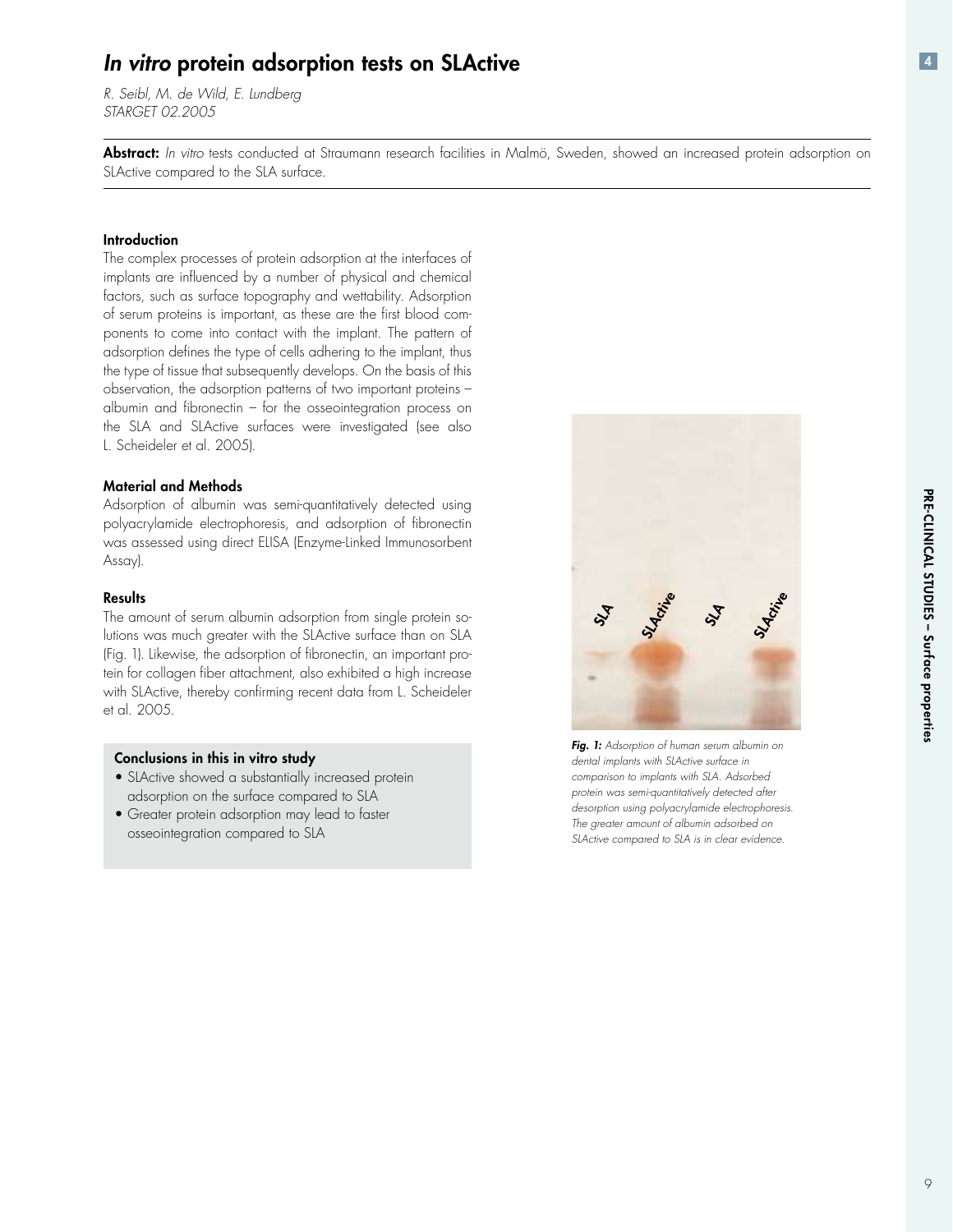# *In vitro* protein adsorption tests on SLActive

*R. Seibl, M. de Wild, E. Lundberg*
*STARGET 02.2005*

**Abstract:** *In vitro* tests conducted at Straumann research facilities in Malmö, Sweden, showed an increased protein adsorption on SLActive compared to the SLA surface.

### Introduction

The complex processes of protein adsorption at the interfaces of implants are influenced by a number of physical and chemical factors, such as surface topography and wettability. Adsorption of serum proteins is important, as these are the first blood components to come into contact with the implant. The pattern of adsorption defines the type of cells adhering to the implant, thus the type of tissue that subsequently develops. On the basis of this observation, the adsorption patterns of two important proteins – albumin and fibronectin – for the osseointegration process on the SLA and SLActive surfaces were investigated (see also L. Scheideler et al. 2005).

### Material and Methods

Adsorption of albumin was semi-quantitatively detected using polyacrylamide electrophoresis, and adsorption of fibronectin was assessed using direct ELISA (Enzyme-Linked Immunosorbent Assay).

### Results

The amount of serum albumin adsorption from single protein solutions was much greater with the SLActive surface than on SLA (Fig. 1). Likewise, the adsorption of fibronectin, an important protein for collagen fiber attachment, also exhibited a high increase with SLActive, thereby confirming recent data from L. Scheideler et al. 2005.

#### Conclusions in this in vitro study

- SLActive showed a substantially increased protein adsorption on the surface compared to SLA
- Greater protein adsorption may lead to faster osseointegration compared to SLA

***Fig. 1:*** *Adsorption of human serum albumin on dental implants with SLActive surface in comparison to implants with SLA. Adsorbed protein was semi-quantitatively detected after desorption using polyacrylamide electrophoresis. The greater amount of albumin adsorbed on SLActive compared to SLA is in clear evidence.*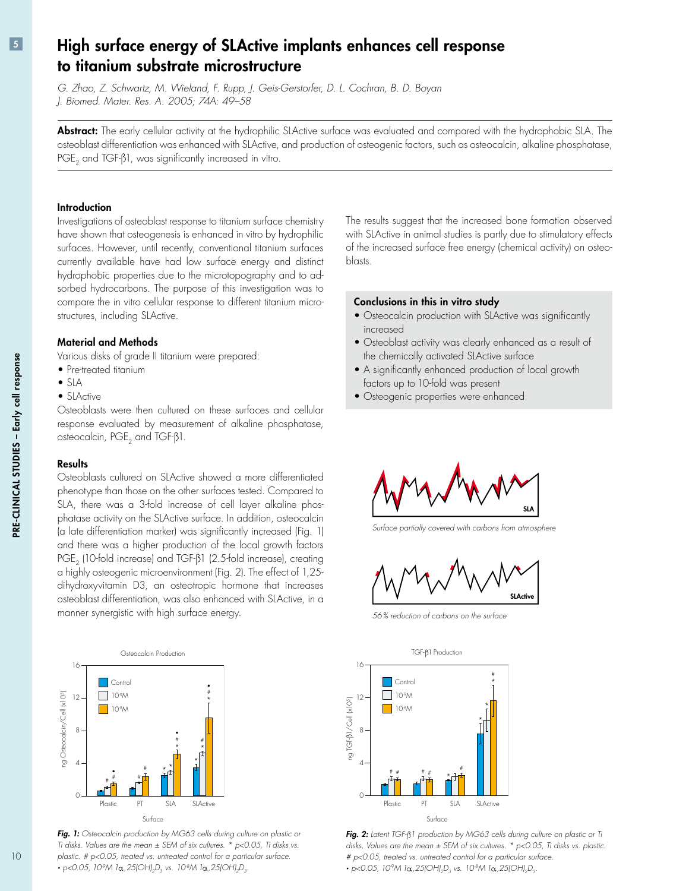# High surface energy of SLActive implants enhances cell response to titanium substrate microstructure

*G. Zhao, Z. Schwartz, M. Wieland, F. Rupp, J. Geis-Gerstorfer, D. L. Cochran, B. D. Boyan*
*J. Biomed. Mater. Res. A. 2005; 74A: 49–58*

**Abstract:** The early cellular activity at the hydrophilic SLActive surface was evaluated and compared with the hydrophobic SLA. The osteoblast differentiation was enhanced with SLActive, and production of osteogenic factors, such as osteocalcin, alkaline phosphatase, $PGE_2$ and TGF-β1, was significantly increased in vitro.

### Introduction

Investigations of osteoblast response to titanium surface chemistry have shown that osteogenesis is enhanced in vitro by hydrophilic surfaces. However, until recently, conventional titanium surfaces currently available have had low surface energy and distinct hydrophobic properties due to the microtopography and to adsorbed hydrocarbons. The purpose of this investigation was to compare the in vitro cellular response to different titanium microstructures, including SLActive.

### Material and Methods

Various disks of grade II titanium were prepared:

- Pre-treated titanium
- SLA
- SLActive

Osteoblasts were then cultured on these surfaces and cellular response evaluated by measurement of alkaline phosphatase, osteocalcin, $PGE_2$ and TGF-β1.

### Results

Osteoblasts cultured on SLActive showed a more differentiated phenotype than those on the other surfaces tested. Compared to SLA, there was a 3-fold increase of cell layer alkaline phosphatase activity on the SLActive surface. In addition, osteocalcin (a late differentiation marker) was significantly increased (Fig. 1) and there was a higher production of the local growth factors $PGE_2$ (10-fold increase) and TGF-β1 (2.5-fold increase), creating a highly osteogenic microenvironment (Fig. 2). The effect of 1,25-dihydroxyvitamin D3, an osteotropic hormone that increases osteoblast differentiation, was also enhanced with SLActive, in a manner synergistic with high surface energy.

The results suggest that the increased bone formation observed with SLActive in animal studies is partly due to stimulatory effects of the increased surface free energy (chemical activity) on osteoblasts.

### Conclusions in this in vitro study

- Osteocalcin production with SLActive was significantly increased
- Osteoblast activity was clearly enhanced as a result of the chemically activated SLActive surface
- A significantly enhanced production of local growth factors up to 10-fold was present
- Osteogenic properties were enhanced

SLA

*Surface partially covered with carbons from atmosphere*

SLActive

*56% reduction of carbons on the surface*

***Fig. 1:** Osteocalcin production by MG63 cells during culture on plastic or Ti disks. Values are the mean ± SEM of six cultures. * $p<0.05$, Ti disks vs. plastic. # $p<0.05$, treated vs. untreated control for a particular surface. • $p<0.05$, $10^{-9}$M $1\alpha,25(OH)_2D_3$ vs. $10^{-8}$M $1\alpha,25(OH)_2D_3$.*

***Fig. 2:** Latent TGF-β1 production by MG63 cells during culture on plastic or Ti disks. Values are the mean ± SEM of six cultures. * $p<0.05$, Ti disks vs. plastic. # $p<0.05$, treated vs. untreated control for a particular surface. • $p<0.05$, $10^{-9}$M $1\alpha,25(OH)_2D_3$ vs. $10^{-8}$M $1\alpha,25(OH)_2D_3$.*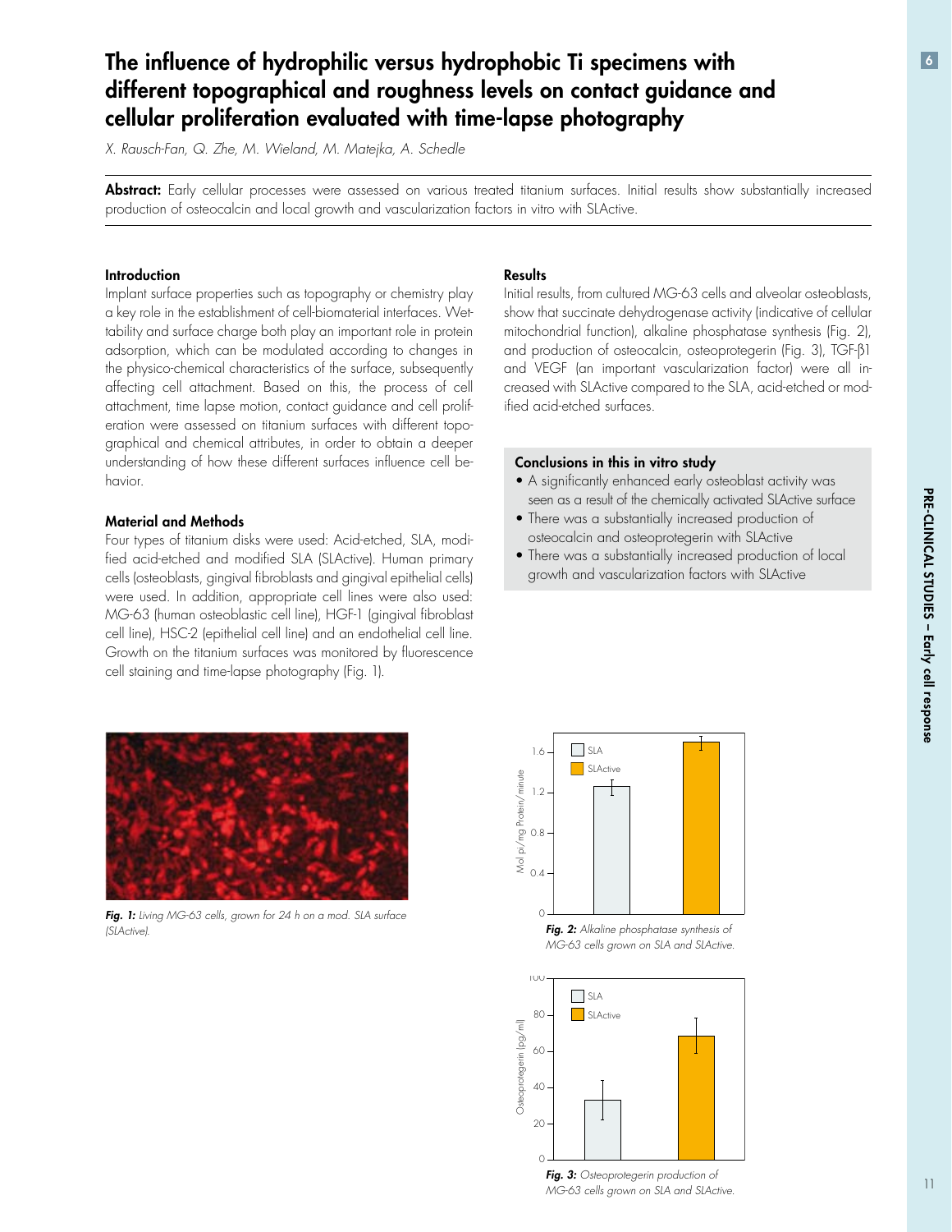# The influence of hydrophilic versus hydrophobic Ti specimens with different topographical and roughness levels on contact guidance and cellular proliferation evaluated with time-lapse photography

*X. Rausch-Fan, Q. Zhe, M. Wieland, M. Matejka, A. Schedle*

**Abstract:** Early cellular processes were assessed on various treated titanium surfaces. Initial results show substantially increased production of osteocalcin and local growth and vascularization factors in vitro with SLActive.

### Introduction

Implant surface properties such as topography or chemistry play a key role in the establishment of cell-biomaterial interfaces. Wettability and surface charge both play an important role in protein adsorption, which can be modulated according to changes in the physico-chemical characteristics of the surface, subsequently affecting cell attachment. Based on this, the process of cell attachment, time lapse motion, contact guidance and cell proliferation were assessed on titanium surfaces with different topographical and chemical attributes, in order to obtain a deeper understanding of how these different surfaces influence cell behavior.

### Material and Methods

Four types of titanium disks were used: Acid-etched, SLA, modified acid-etched and modified SLA (SLActive). Human primary cells (osteoblasts, gingival fibroblasts and gingival epithelial cells) were used. In addition, appropriate cell lines were also used: MG-63 (human osteoblastic cell line), HGF-1 (gingival fibroblast cell line), HSC-2 (epithelial cell line) and an endothelial cell line. Growth on the titanium surfaces was monitored by fluorescence cell staining and time-lapse photography (Fig. 1).

### Results

Initial results, from cultured MG-63 cells and alveolar osteoblasts, show that succinate dehydrogenase activity (indicative of cellular mitochondrial function), alkaline phosphatase synthesis (Fig. 2), and production of osteocalcin, osteoprotegerin (Fig. 3), TGF-$\beta$1 and VEGF (an important vascularization factor) were all increased with SLActive compared to the SLA, acid-etched or modified acid-etched surfaces.

### Conclusions in this in vitro study

- A significantly enhanced early osteoblast activity was seen as a result of the chemically activated SLActive surface
- There was a substantially increased production of osteocalcin and osteoprotegerin with SLActive
- There was a substantially increased production of local growth and vascularization factors with SLActive

***Fig. 1:*** *Living MG-63 cells, grown for 24 h on a mod. SLA surface (SLActive).*

***Fig. 2:*** *Alkaline phosphatase synthesis of MG-63 cells grown on SLA and SLActive.*

***Fig. 3:*** *Osteoprotegerin production of MG-63 cells grown on SLA and SLActive.*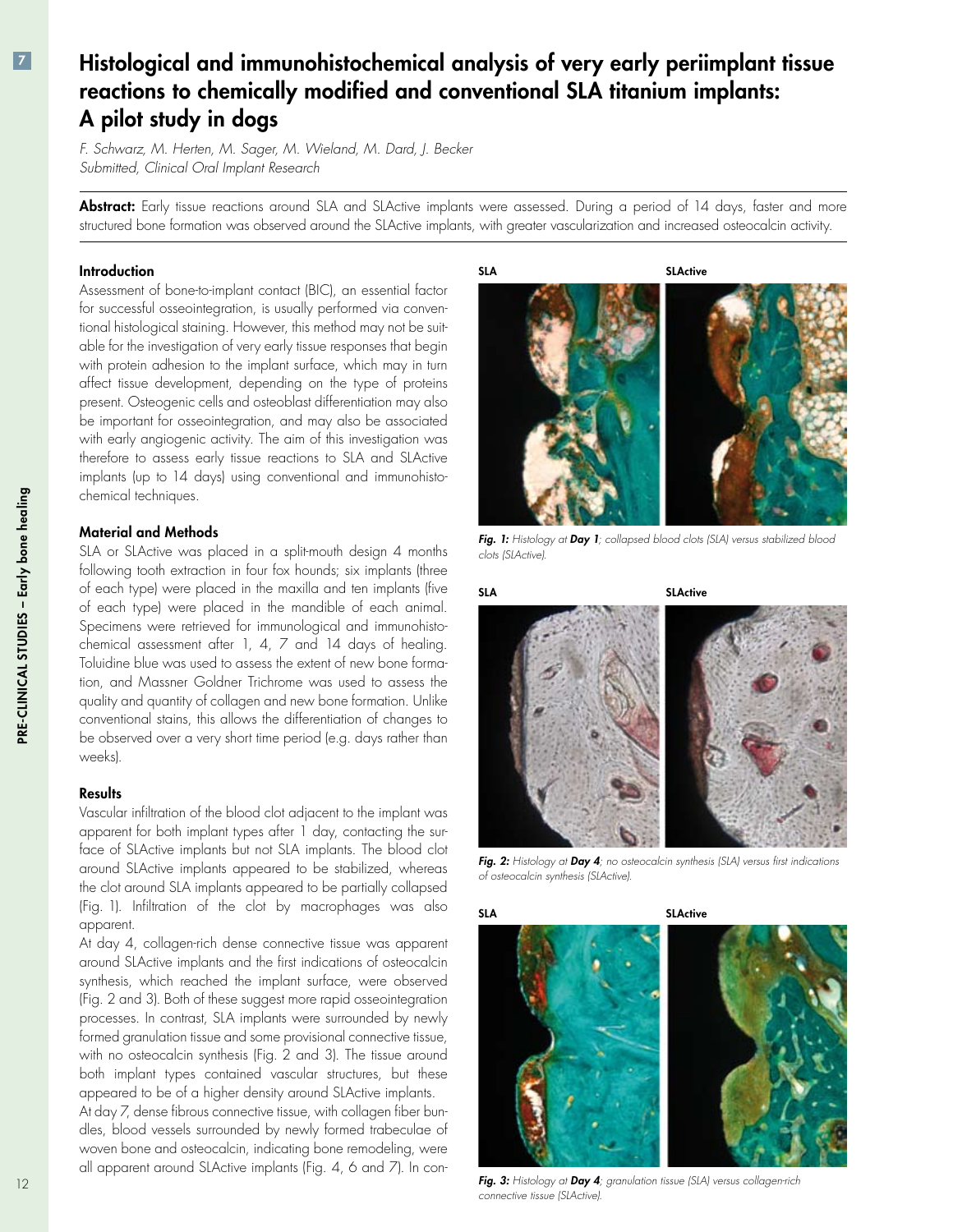# Histological and immunohistochemical analysis of very early periimplant tissue reactions to chemically modified and conventional SLA titanium implants: A pilot study in dogs

*F. Schwarz, M. Herten, M. Sager, M. Wieland, M. Dard, J. Becker*
*Submitted, Clinical Oral Implant Research*

**Abstract:** Early tissue reactions around SLA and SLActive implants were assessed. During a period of 14 days, faster and more structured bone formation was observed around the SLActive implants, with greater vascularization and increased osteocalcin activity.

### Introduction

Assessment of bone-to-implant contact (BIC), an essential factor for successful osseointegration, is usually performed via conventional histological staining. However, this method may not be suitable for the investigation of very early tissue responses that begin with protein adhesion to the implant surface, which may in turn affect tissue development, depending on the type of proteins present. Osteogenic cells and osteoblast differentiation may also be important for osseointegration, and may also be associated with early angiogenic activity. The aim of this investigation was therefore to assess early tissue reactions to SLA and SLActive implants (up to 14 days) using conventional and immunohistochemical techniques.

### Material and Methods

SLA or SLActive was placed in a split-mouth design 4 months following tooth extraction in four fox hounds; six implants (three of each type) were placed in the maxilla and ten implants (five of each type) were placed in the mandible of each animal. Specimens were retrieved for immunological and immunohistochemical assessment after 1, 4, 7 and 14 days of healing. Toluidine blue was used to assess the extent of new bone formation, and Massner Goldner Trichrome was used to assess the quality and quantity of collagen and new bone formation. Unlike conventional stains, this allows the differentiation of changes to be observed over a very short time period (e.g. days rather than weeks).

### Results

Vascular infiltration of the blood clot adjacent to the implant was apparent for both implant types after 1 day, contacting the surface of SLActive implants but not SLA implants. The blood clot around SLActive implants appeared to be stabilized, whereas the clot around SLA implants appeared to be partially collapsed (Fig. 1). Infiltration of the clot by macrophages was also apparent.

At day 4, collagen-rich dense connective tissue was apparent around SLActive implants and the first indications of osteocalcin synthesis, which reached the implant surface, were observed (Fig. 2 and 3). Both of these suggest more rapid osseointegration processes. In contrast, SLA implants were surrounded by newly formed granulation tissue and some provisional connective tissue, with no osteocalcin synthesis (Fig. 2 and 3). The tissue around both implant types contained vascular structures, but these appeared to be of a higher density around SLActive implants.

At day 7, dense fibrous connective tissue, with collagen fiber bundles, blood vessels surrounded by newly formed trabeculae of woven bone and osteocalcin, indicating bone remodeling, were all apparent around SLActive implants (Fig. 4, 6 and 7). In con-

**SLA** **SLActive**

***Fig. 1:*** *Histology at* ***Day 1****; collapsed blood clots (SLA) versus stabilized blood clots (SLActive).*

**SLA** **SLActive**

***Fig. 2:*** *Histology at* ***Day 4****; no osteocalcin synthesis (SLA) versus first indications of osteocalcin synthesis (SLActive).*

**SLA** **SLActive**

***Fig. 3:*** *Histology at* ***Day 4****; granulation tissue (SLA) versus collagen-rich connective tissue (SLActive).*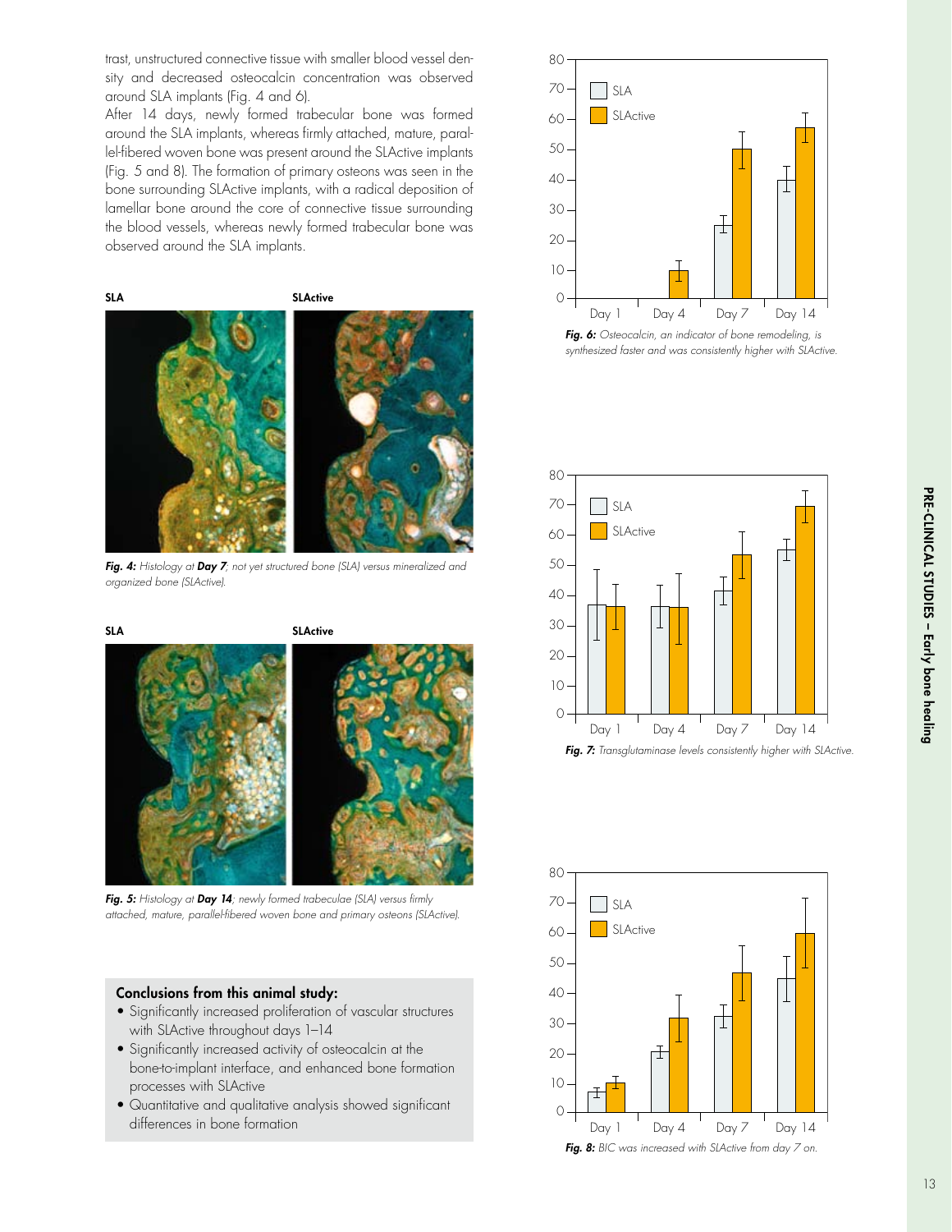trast, unstructured connective tissue with smaller blood vessel density and decreased osteocalcin concentration was observed around SLA implants (Fig. 4 and 6).

After 14 days, newly formed trabecular bone was formed around the SLA implants, whereas firmly attached, mature, parallel-fibered woven bone was present around the SLActive implants (Fig. 5 and 8). The formation of primary osteons was seen in the bone surrounding SLActive implants, with a radical deposition of lamellar bone around the core of connective tissue surrounding the blood vessels, whereas newly formed trabecular bone was observed around the SLA implants.

*Fig. 4: Histology at **Day 7**; not yet structured bone (SLA) versus mineralized and organized bone (SLActive).*

*Fig. 5: Histology at **Day 14**; newly formed trabeculae (SLA) versus firmly attached, mature, parallel-fibered woven bone and primary osteons (SLActive).*

**Conclusions from this animal study:**

- Significantly increased proliferation of vascular structures with SLActive throughout days 1–14
- Significantly increased activity of osteocalcin at the bone-to-implant interface, and enhanced bone formation processes with SLActive
- Quantitative and qualitative analysis showed significant differences in bone formation

*Fig. 6: Osteocalcin, an indicator of bone remodeling, is synthesized faster and was consistently higher with SLActive.*

*Fig. 7: Transglutaminase levels consistently higher with SLActive.*

*Fig. 8: BIC was increased with SLActive from day 7 on.*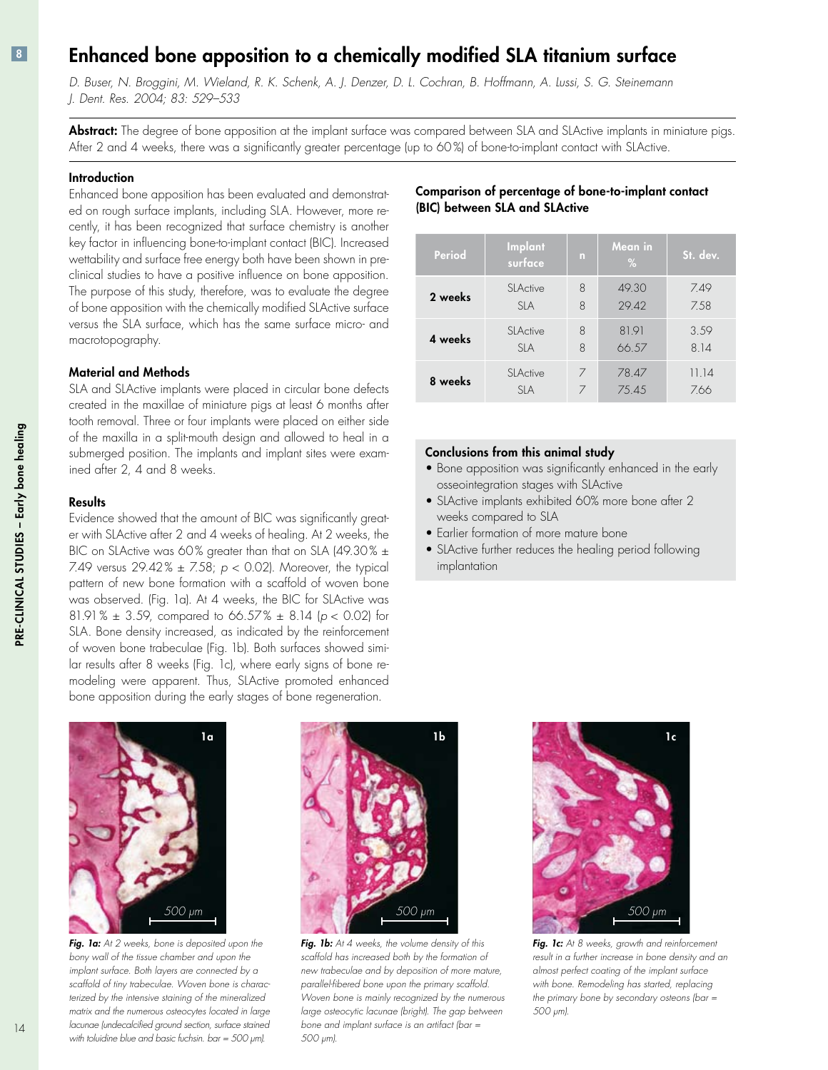# Enhanced bone apposition to a chemically modified SLA titanium surface

*D. Buser, N. Broggini, M. Wieland, R. K. Schenk, A. J. Denzer, D. L. Cochran, B. Hoffmann, A. Lussi, S. G. Steinemann*
*J. Dent. Res. 2004; 83: 529–533*

**Abstract:** The degree of bone apposition at the implant surface was compared between SLA and SLActive implants in miniature pigs. After 2 and 4 weeks, there was a significantly greater percentage (up to 60%) of bone-to-implant contact with SLActive.

### Introduction

Enhanced bone apposition has been evaluated and demonstrated on rough surface implants, including SLA. However, more recently, it has been recognized that surface chemistry is another key factor in influencing bone-to-implant contact (BIC). Increased wettability and surface free energy both have been shown in preclinical studies to have a positive influence on bone apposition. The purpose of this study, therefore, was to evaluate the degree of bone apposition with the chemically modified SLActive surface versus the SLA surface, which has the same surface micro- and macrotopography.

### Material and Methods

SLA and SLActive implants were placed in circular bone defects created in the maxillae of miniature pigs at least 6 months after tooth removal. Three or four implants were placed on either side of the maxilla in a split-mouth design and allowed to heal in a submerged position. The implants and implant sites were examined after 2, 4 and 8 weeks.

### Results

Evidence showed that the amount of BIC was significantly greater with SLActive after 2 and 4 weeks of healing. At 2 weeks, the BIC on SLActive was 60% greater than that on SLA (49.30% ± 7.49 versus 29.42% ± 7.58; $p < 0.02$). Moreover, the typical pattern of new bone formation with a scaffold of woven bone was observed. (Fig. 1a). At 4 weeks, the BIC for SLActive was 81.91% ± 3.59, compared to 66.57% ± 8.14 ($p < 0.02$) for SLA. Bone density increased, as indicated by the reinforcement of woven bone trabeculae (Fig. 1b). Both surfaces showed similar results after 8 weeks (Fig. 1c), where early signs of bone remodeling were apparent. Thus, SLActive promoted enhanced bone apposition during the early stages of bone regeneration.

**Comparison of percentage of bone-to-implant contact (BIC) between SLA and SLActive**

| Period | Implant surface | n | Mean in % | St. dev. |
|---|---|---|---|---|
| 2 weeks | SLActive | 8 | 49.30 | 7.49 |
| | SLA | 8 | 29.42 | 7.58 |
| 4 weeks | SLActive | 8 | 81.91 | 3.59 |
| | SLA | 8 | 66.57 | 8.14 |
| 8 weeks | SLActive | 7 | 78.47 | 11.14 |
| | SLA | 7 | 75.45 | 7.66 |

### Conclusions from this animal study

- Bone apposition was significantly enhanced in the early osseointegration stages with SLActive
- SLActive implants exhibited 60% more bone after 2 weeks compared to SLA
- Earlier formation of more mature bone
- SLActive further reduces the healing period following implantation

***Fig. 1a:*** *At 2 weeks, bone is deposited upon the bony wall of the tissue chamber and upon the implant surface. Both layers are connected by a scaffold of tiny trabeculae. Woven bone is characterized by the intensive staining of the mineralized matrix and the numerous osteocytes located in large lacunae (undecalcified ground section, surface stained with toluidine blue and basic fuchsin. bar = 500 µm).*

***Fig. 1b:*** *At 4 weeks, the volume density of this scaffold has increased both by the formation of new trabeculae and by deposition of more mature, parallel-fibered bone upon the primary scaffold. Woven bone is mainly recognized by the numerous large osteocytic lacunae (bright). The gap between bone and implant surface is an artifact (bar = 500 µm).*

***Fig. 1c:*** *At 8 weeks, growth and reinforcement result in a further increase in bone density and an almost perfect coating of the implant surface with bone. Remodeling has started, replacing the primary bone by secondary osteons (bar = 500 µm).*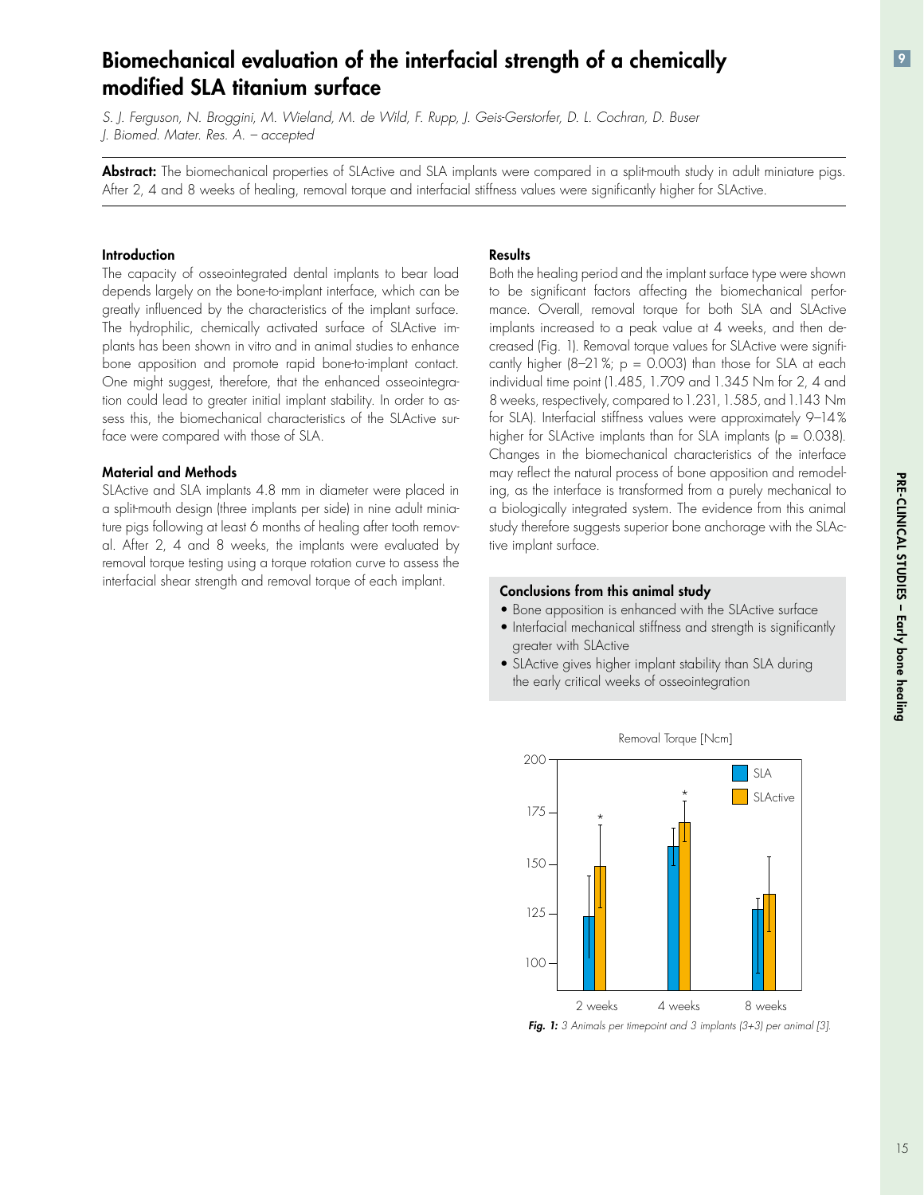# Biomechanical evaluation of the interfacial strength of a chemically modified SLA titanium surface

*S. J. Ferguson, N. Broggini, M. Wieland, M. de Wild, F. Rupp, J. Geis-Gerstorfer, D. L. Cochran, D. Buser*
*J. Biomed. Mater. Res. A. – accepted*

**Abstract:** The biomechanical properties of SLActive and SLA implants were compared in a split-mouth study in adult miniature pigs. After 2, 4 and 8 weeks of healing, removal torque and interfacial stiffness values were significantly higher for SLActive.

### Introduction

The capacity of osseointegrated dental implants to bear load depends largely on the bone-to-implant interface, which can be greatly influenced by the characteristics of the implant surface. The hydrophilic, chemically activated surface of SLActive implants has been shown in vitro and in animal studies to enhance bone apposition and promote rapid bone-to-implant contact. One might suggest, therefore, that the enhanced osseointegration could lead to greater initial implant stability. In order to assess this, the biomechanical characteristics of the SLActive surface were compared with those of SLA.

### Material and Methods

SLActive and SLA implants 4.8 mm in diameter were placed in a split-mouth design (three implants per side) in nine adult miniature pigs following at least 6 months of healing after tooth removal. After 2, 4 and 8 weeks, the implants were evaluated by removal torque testing using a torque rotation curve to assess the interfacial shear strength and removal torque of each implant.

### Results

Both the healing period and the implant surface type were shown to be significant factors affecting the biomechanical performance. Overall, removal torque for both SLA and SLActive implants increased to a peak value at 4 weeks, and then decreased (Fig. 1). Removal torque values for SLActive were significantly higher (8–21 %; $p = 0.003$) than those for SLA at each individual time point (1.485, 1.709 and 1.345 Nm for 2, 4 and 8 weeks, respectively, compared to 1.231, 1.585, and 1.143 Nm for SLA). Interfacial stiffness values were approximately 9–14 % higher for SLActive implants than for SLA implants ($p = 0.038$). Changes in the biomechanical characteristics of the interface may reflect the natural process of bone apposition and remodeling, as the interface is transformed from a purely mechanical to a biologically integrated system. The evidence from this animal study therefore suggests superior bone anchorage with the SLActive implant surface.

#### Conclusions from this animal study

- Bone apposition is enhanced with the SLActive surface
- Interfacial mechanical stiffness and strength is significantly greater with SLActive
- SLActive gives higher implant stability than SLA during the early critical weeks of osseointegration

*Fig. 1: 3 Animals per timepoint and 3 implants (3+3) per animal [3].*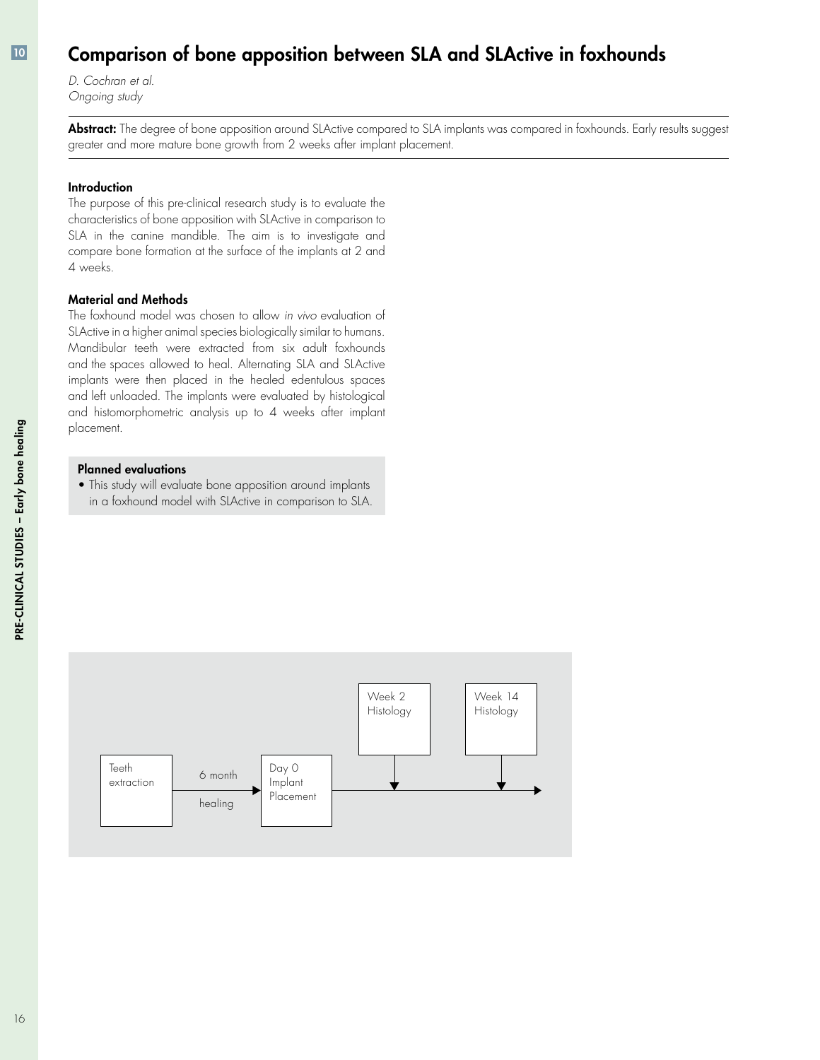# Comparison of bone apposition between SLA and SLActive in foxhounds

*D. Cochran et al.*
*Ongoing study*

**Abstract:** The degree of bone apposition around SLActive compared to SLA implants was compared in foxhounds. Early results suggest greater and more mature bone growth from 2 weeks after implant placement.

### Introduction

The purpose of this pre-clinical research study is to evaluate the characteristics of bone apposition with SLActive in comparison to SLA in the canine mandible. The aim is to investigate and compare bone formation at the surface of the implants at 2 and 4 weeks.

### Material and Methods

The foxhound model was chosen to allow *in vivo* evaluation of SLActive in a higher animal species biologically similar to humans. Mandibular teeth were extracted from six adult foxhounds and the spaces allowed to heal. Alternating SLA and SLActive implants were then placed in the healed edentulous spaces and left unloaded. The implants were evaluated by histological and histomorphometric analysis up to 4 weeks after implant placement.

### Planned evaluations

- This study will evaluate bone apposition around implants in a foxhound model with SLActive in comparison to SLA.

Teeth extraction → 6 month healing → Day 0 Implant Placement → Week 2 Histology → Week 14 Histology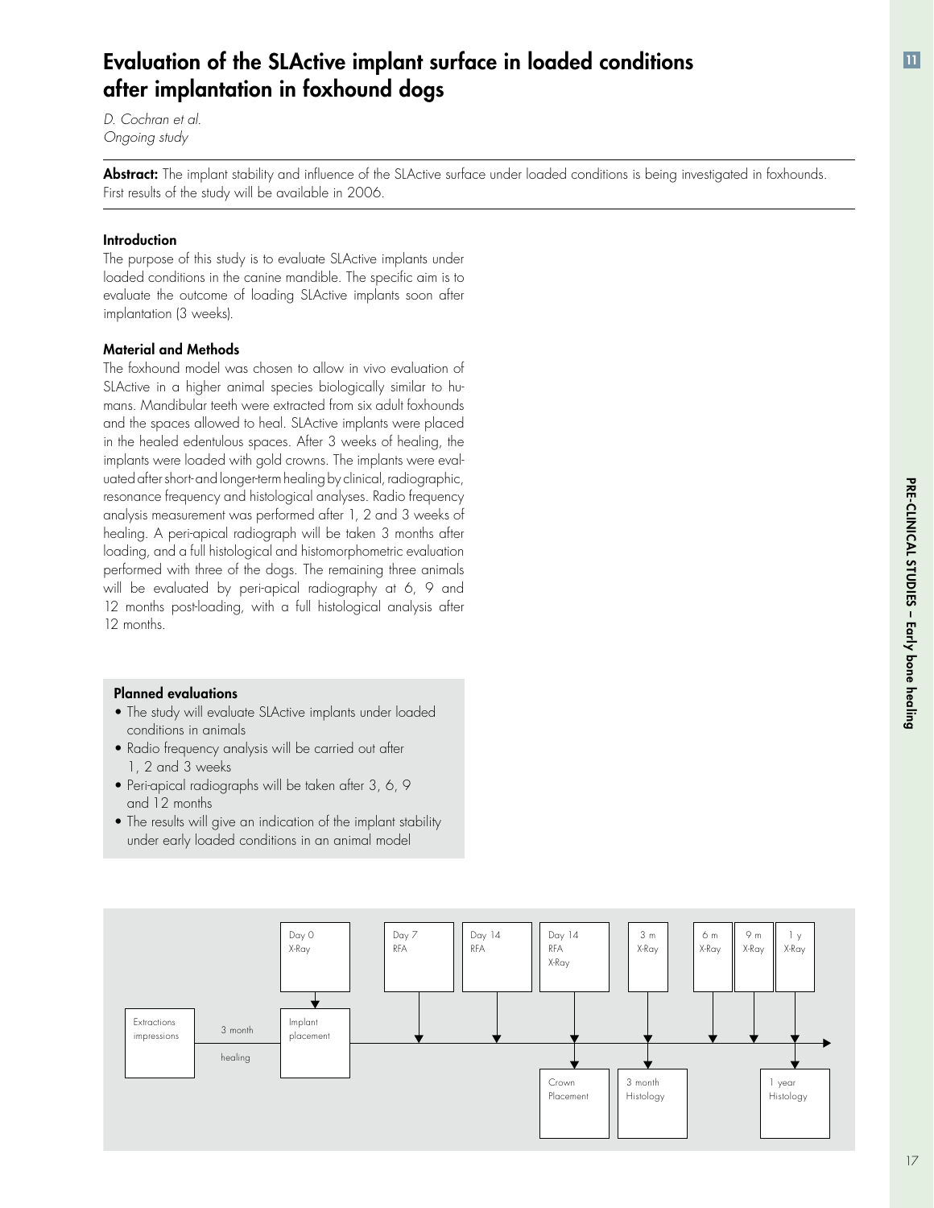# Evaluation of the SLActive implant surface in loaded conditions after implantation in foxhound dogs

*D. Cochran et al.*
*Ongoing study*

**Abstract:** The implant stability and influence of the SLActive surface under loaded conditions is being investigated in foxhounds. First results of the study will be available in 2006.

### Introduction

The purpose of this study is to evaluate SLActive implants under loaded conditions in the canine mandible. The specific aim is to evaluate the outcome of loading SLActive implants soon after implantation (3 weeks).

### Material and Methods

The foxhound model was chosen to allow in vivo evaluation of SLActive in a higher animal species biologically similar to humans. Mandibular teeth were extracted from six adult foxhounds and the spaces allowed to heal. SLActive implants were placed in the healed edentulous spaces. After 3 weeks of healing, the implants were loaded with gold crowns. The implants were evaluated after short-and longer-term healing by clinical, radiographic, resonance frequency and histological analyses. Radio frequency analysis measurement was performed after 1, 2 and 3 weeks of healing. A peri-apical radiograph will be taken 3 months after loading, and a full histological and histomorphometric evaluation performed with three of the dogs. The remaining three animals will be evaluated by peri-apical radiography at 6, 9 and 12 months post-loading, with a full histological analysis after 12 months.

### Planned evaluations

- The study will evaluate SLActive implants under loaded conditions in animals
- Radio frequency analysis will be carried out after 1, 2 and 3 weeks
- Peri-apical radiographs will be taken after 3, 6, 9 and 12 months
- The results will give an indication of the implant stability under early loaded conditions in an animal model

Extractions impressions → 3 month healing → Implant placement (Day 0 X-Ray) → Day 7 RFA → Day 14 RFA → Day 14 RFA X-Ray / Crown Placement → 3 m X-Ray / 3 month Histology → 6 m X-Ray → 9 m X-Ray → 1 y X-Ray / 1 year Histology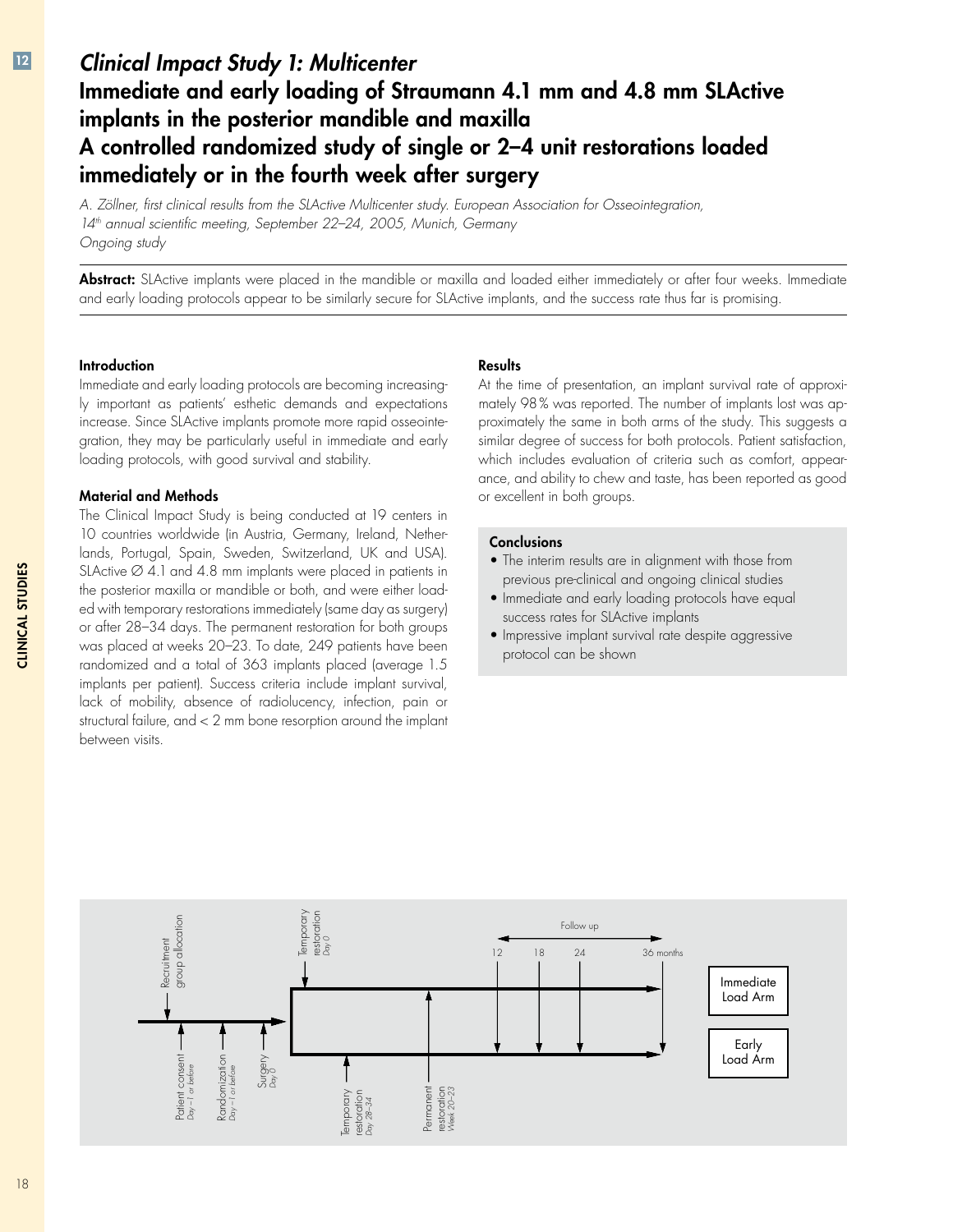## *Clinical Impact Study 1: Multicenter*

# Immediate and early loading of Straumann 4.1 mm and 4.8 mm SLActive implants in the posterior mandible and maxilla

# A controlled randomized study of single or 2–4 unit restorations loaded immediately or in the fourth week after surgery

*A. Zöllner, first clinical results from the SLActive Multicenter study. European Association for Osseointegration, 14th annual scientific meeting, September 22–24, 2005, Munich, Germany*
*Ongoing study*

**Abstract:** SLActive implants were placed in the mandible or maxilla and loaded either immediately or after four weeks. Immediate and early loading protocols appear to be similarly secure for SLActive implants, and the success rate thus far is promising.

### Introduction

Immediate and early loading protocols are becoming increasingly important as patients' esthetic demands and expectations increase. Since SLActive implants promote more rapid osseointegration, they may be particularly useful in immediate and early loading protocols, with good survival and stability.

### Material and Methods

The Clinical Impact Study is being conducted at 19 centers in 10 countries worldwide (in Austria, Germany, Ireland, Netherlands, Portugal, Spain, Sweden, Switzerland, UK and USA). SLActive ∅ 4.1 and 4.8 mm implants were placed in patients in the posterior maxilla or mandible or both, and were either loaded with temporary restorations immediately (same day as surgery) or after 28–34 days. The permanent restoration for both groups was placed at weeks 20–23. To date, 249 patients have been randomized and a total of 363 implants placed (average 1.5 implants per patient). Success criteria include implant survival, lack of mobility, absence of radiolucency, infection, pain or structural failure, and < 2 mm bone resorption around the implant between visits.

### Results

At the time of presentation, an implant survival rate of approximately 98 % was reported. The number of implants lost was approximately the same in both arms of the study. This suggests a similar degree of success for both protocols. Patient satisfaction, which includes evaluation of criteria such as comfort, appearance, and ability to chew and taste, has been reported as good or excellent in both groups.

### Conclusions

- The interim results are in alignment with those from previous pre-clinical and ongoing clinical studies
- Immediate and early loading protocols have equal success rates for SLActive implants
- Impressive implant survival rate despite aggressive protocol can be shown

Recruitment group allocation | Patient consent *Day –1 or before* | Randomization *Day –1 or before* | Surgery *Day 0* | Temporary restoration *Day 0* | Temporary restoration *Day 28–34* | Permanent restoration *Week 20–23* | Follow up: 12, 18, 24, 36 months | Immediate Load Arm | Early Load Arm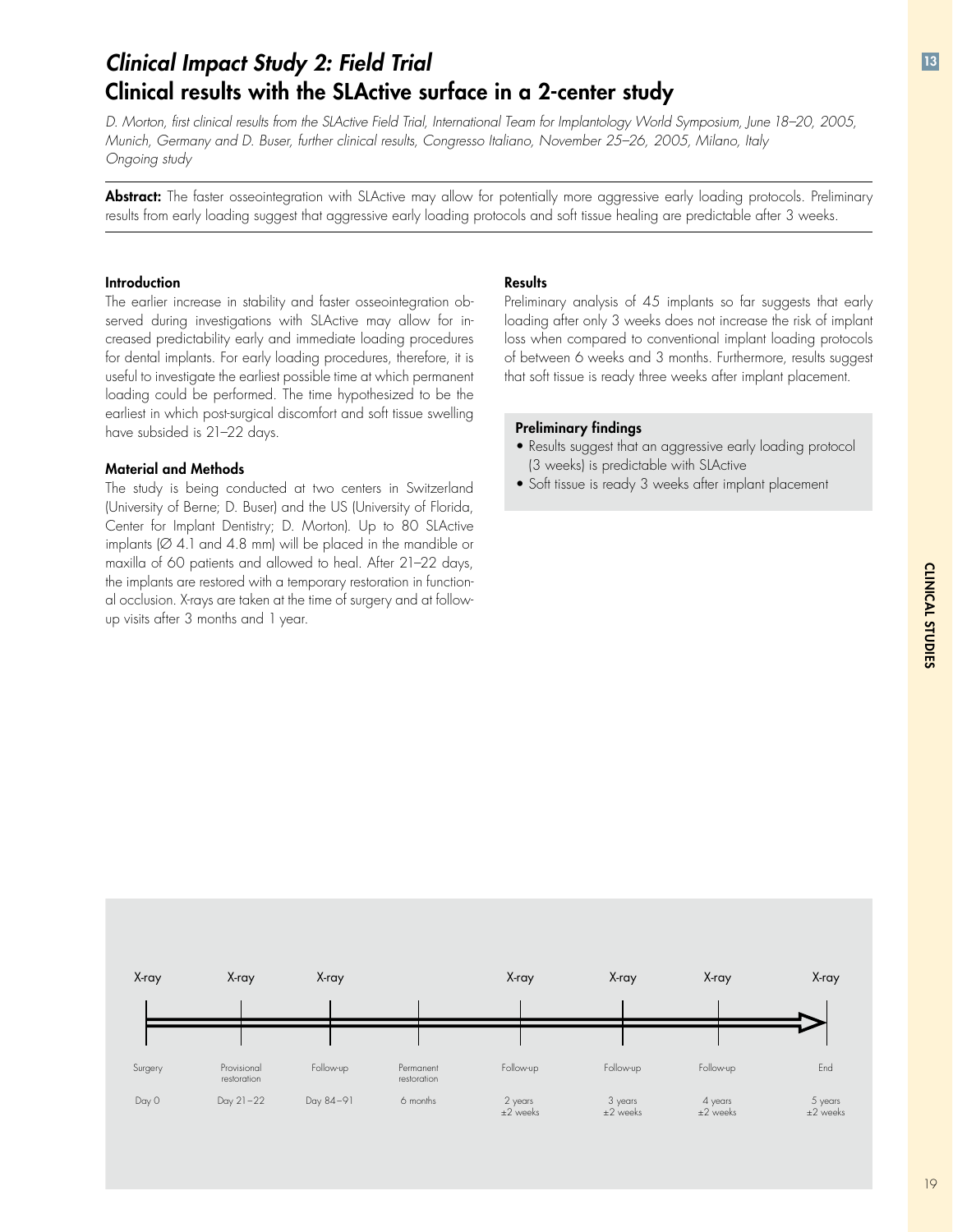## *Clinical Impact Study 2: Field Trial*

# Clinical results with the SLActive surface in a 2-center study

*D. Morton, first clinical results from the SLActive Field Trial, International Team for Implantology World Symposium, June 18–20, 2005, Munich, Germany and D. Buser, further clinical results, Congresso Italiano, November 25–26, 2005, Milano, Italy*
*Ongoing study*

**Abstract:** The faster osseointegration with SLActive may allow for potentially more aggressive early loading protocols. Preliminary results from early loading suggest that aggressive early loading protocols and soft tissue healing are predictable after 3 weeks.

### Introduction

The earlier increase in stability and faster osseointegration observed during investigations with SLActive may allow for increased predictability early and immediate loading procedures for dental implants. For early loading procedures, therefore, it is useful to investigate the earliest possible time at which permanent loading could be performed. The time hypothesized to be the earliest in which post-surgical discomfort and soft tissue swelling have subsided is 21–22 days.

### Material and Methods

The study is being conducted at two centers in Switzerland (University of Berne; D. Buser) and the US (University of Florida, Center for Implant Dentistry; D. Morton). Up to 80 SLActive implants (∅ 4.1 and 4.8 mm) will be placed in the mandible or maxilla of 60 patients and allowed to heal. After 21–22 days, the implants are restored with a temporary restoration in functional occlusion. X-rays are taken at the time of surgery and at follow-up visits after 3 months and 1 year.

### Results

Preliminary analysis of 45 implants so far suggests that early loading after only 3 weeks does not increase the risk of implant loss when compared to conventional implant loading protocols of between 6 weeks and 3 months. Furthermore, results suggest that soft tissue is ready three weeks after implant placement.

### Preliminary findings

- Results suggest that an aggressive early loading protocol (3 weeks) is predictable with SLActive
- Soft tissue is ready 3 weeks after implant placement

| X-ray | X-ray | X-ray | | X-ray | X-ray | X-ray | X-ray |
|---|---|---|---|---|---|---|---|
| Surgery | Provisional restoration | Follow-up | Permanent restoration | Follow-up | Follow-up | Follow-up | End |
| Day 0 | Day 21–22 | Day 84–91 | 6 months | 2 years ±2 weeks | 3 years ±2 weeks | 4 years ±2 weeks | 5 years ±2 weeks |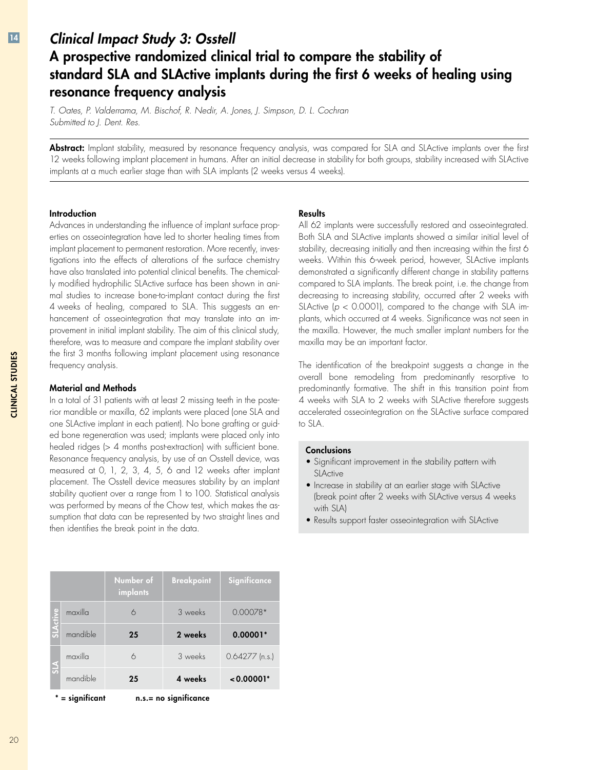## *Clinical Impact Study 3: Osstell*

# A prospective randomized clinical trial to compare the stability of standard SLA and SLActive implants during the first 6 weeks of healing using resonance frequency analysis

*T. Oates, P. Valderrama, M. Bischof, R. Nedir, A. Jones, J. Simpson, D. L. Cochran*
*Submitted to J. Dent. Res.*

**Abstract:** Implant stability, measured by resonance frequency analysis, was compared for SLA and SLActive implants over the first 12 weeks following implant placement in humans. After an initial decrease in stability for both groups, stability increased with SLActive implants at a much earlier stage than with SLA implants (2 weeks versus 4 weeks).

### Introduction

Advances in understanding the influence of implant surface properties on osseointegration have led to shorter healing times from implant placement to permanent restoration. More recently, investigations into the effects of alterations of the surface chemistry have also translated into potential clinical benefits. The chemically modified hydrophilic SLActive surface has been shown in animal studies to increase bone-to-implant contact during the first 4 weeks of healing, compared to SLA. This suggests an enhancement of osseointegration that may translate into an improvement in initial implant stability. The aim of this clinical study, therefore, was to measure and compare the implant stability over the first 3 months following implant placement using resonance frequency analysis.

### Material and Methods

In a total of 31 patients with at least 2 missing teeth in the posterior mandible or maxilla, 62 implants were placed (one SLA and one SLActive implant in each patient). No bone grafting or guided bone regeneration was used; implants were placed only into healed ridges (> 4 months post-extraction) with sufficient bone. Resonance frequency analysis, by use of an Osstell device, was measured at 0, 1, 2, 3, 4, 5, 6 and 12 weeks after implant placement. The Osstell device measures stability by an implant stability quotient over a range from 1 to 100. Statistical analysis was performed by means of the Chow test, which makes the assumption that data can be represented by two straight lines and then identifies the break point in the data.

|  |  | Number of implants | Breakpoint | Significance |
|---|---|---|---|---|
| SLActive | maxilla | 6 | 3 weeks | 0.00078* |
|  | mandible | **25** | **2 weeks** | **0.00001*** |
| SLA | maxilla | 6 | 3 weeks | 0.64277 (n.s.) |
|  | mandible | **25** | **4 weeks** | **<0.00001*** |

**\* = significant** **n.s.= no significance**

### Results

All 62 implants were successfully restored and osseointegrated. Both SLA and SLActive implants showed a similar initial level of stability, decreasing initially and then increasing within the first 6 weeks. Within this 6-week period, however, SLActive implants demonstrated a significantly different change in stability patterns compared to SLA implants. The break point, i.e. the change from decreasing to increasing stability, occurred after 2 weeks with SLActive ($p < 0.0001$), compared to the change with SLA implants, which occurred at 4 weeks. Significance was not seen in the maxilla. However, the much smaller implant numbers for the maxilla may be an important factor.

The identification of the breakpoint suggests a change in the overall bone remodeling from predominantly resorptive to predominantly formative. The shift in this transition point from 4 weeks with SLA to 2 weeks with SLActive therefore suggests accelerated osseointegration on the SLActive surface compared to SLA.

#### Conclusions

- Significant improvement in the stability pattern with SLActive
- Increase in stability at an earlier stage with SLActive (break point after 2 weeks with SLActive versus 4 weeks with SLA)
- Results support faster osseointegration with SLActive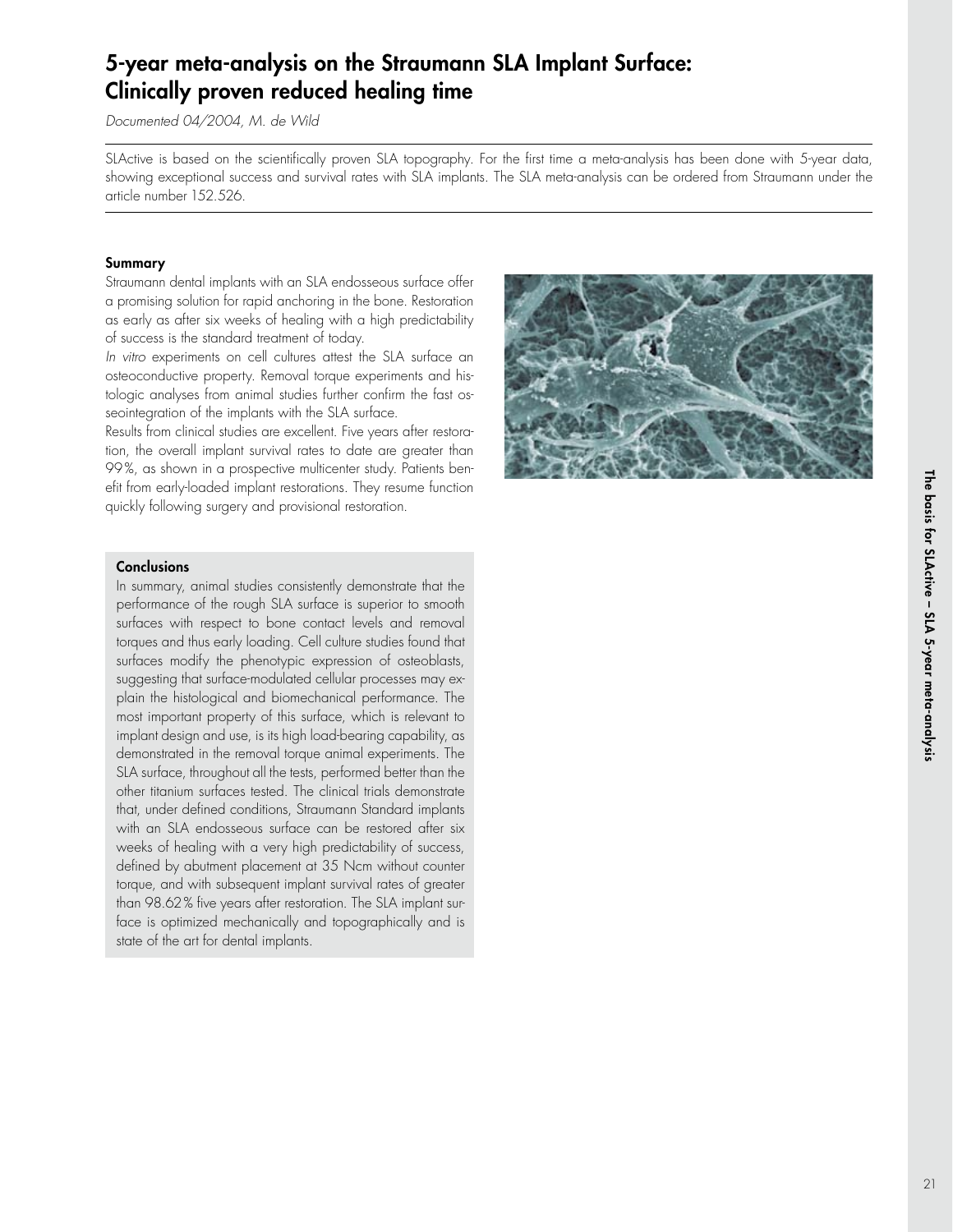# 5-year meta-analysis on the Straumann SLA Implant Surface: Clinically proven reduced healing time

*Documented 04/2004, M. de Wild*

SLActive is based on the scientifically proven SLA topography. For the first time a meta-analysis has been done with 5-year data, showing exceptional success and survival rates with SLA implants. The SLA meta-analysis can be ordered from Straumann under the article number 152.526.

### Summary

Straumann dental implants with an SLA endosseous surface offer a promising solution for rapid anchoring in the bone. Restoration as early as after six weeks of healing with a high predictability of success is the standard treatment of today.

*In vitro* experiments on cell cultures attest the SLA surface an osteoconductive property. Removal torque experiments and histologic analyses from animal studies further confirm the fast osseointegration of the implants with the SLA surface.

Results from clinical studies are excellent. Five years after restoration, the overall implant survival rates to date are greater than 99%, as shown in a prospective multicenter study. Patients benefit from early-loaded implant restorations. They resume function quickly following surgery and provisional restoration.

### Conclusions

In summary, animal studies consistently demonstrate that the performance of the rough SLA surface is superior to smooth surfaces with respect to bone contact levels and removal torques and thus early loading. Cell culture studies found that surfaces modify the phenotypic expression of osteoblasts, suggesting that surface-modulated cellular processes may explain the histological and biomechanical performance. The most important property of this surface, which is relevant to implant design and use, is its high load-bearing capability, as demonstrated in the removal torque animal experiments. The SLA surface, throughout all the tests, performed better than the other titanium surfaces tested. The clinical trials demonstrate that, under defined conditions, Straumann Standard implants with an SLA endosseous surface can be restored after six weeks of healing with a very high predictability of success, defined by abutment placement at 35 Ncm without counter torque, and with subsequent implant survival rates of greater than 98.62% five years after restoration. The SLA implant surface is optimized mechanically and topographically and is state of the art for dental implants.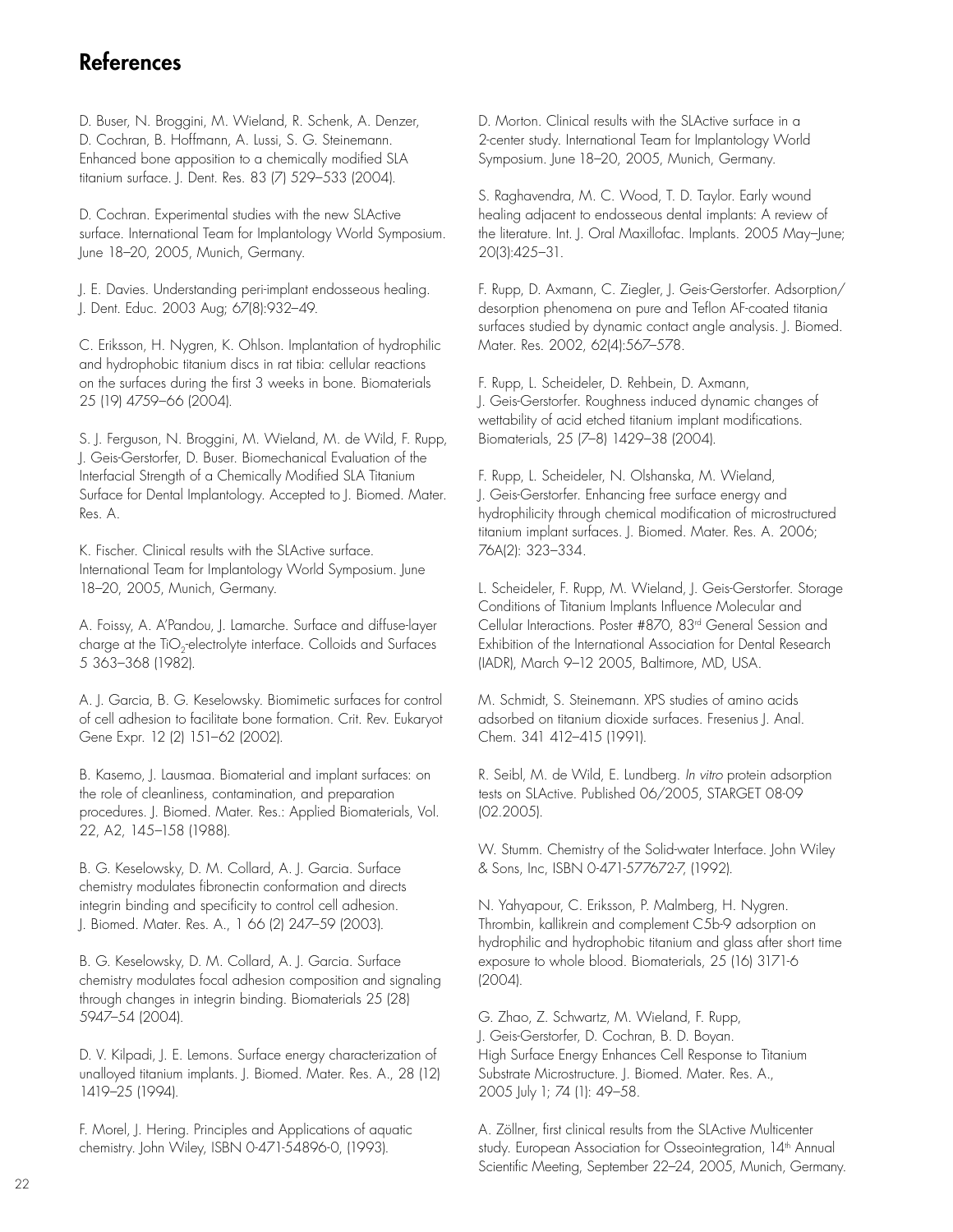# References

D. Buser, N. Broggini, M. Wieland, R. Schenk, A. Denzer, D. Cochran, B. Hoffmann, A. Lussi, S. G. Steinemann. Enhanced bone apposition to a chemically modified SLA titanium surface. J. Dent. Res. 83 (7) 529–533 (2004).

D. Cochran. Experimental studies with the new SLActive surface. International Team for Implantology World Symposium. June 18–20, 2005, Munich, Germany.

J. E. Davies. Understanding peri-implant endosseous healing. J. Dent. Educ. 2003 Aug; 67(8):932–49.

C. Eriksson, H. Nygren, K. Ohlson. Implantation of hydrophilic and hydrophobic titanium discs in rat tibia: cellular reactions on the surfaces during the first 3 weeks in bone. Biomaterials 25 (19) 4759–66 (2004).

S. J. Ferguson, N. Broggini, M. Wieland, M. de Wild, F. Rupp, J. Geis-Gerstorfer, D. Buser. Biomechanical Evaluation of the Interfacial Strength of a Chemically Modified SLA Titanium Surface for Dental Implantology. Accepted to J. Biomed. Mater. Res. A.

K. Fischer. Clinical results with the SLActive surface. International Team for Implantology World Symposium. June 18–20, 2005, Munich, Germany.

A. Foissy, A. A'Pandou, J. Lamarche. Surface and diffuse-layer charge at the $TiO_2$-electrolyte interface. Colloids and Surfaces 5 363–368 (1982).

A. J. Garcia, B. G. Keselowsky. Biomimetic surfaces for control of cell adhesion to facilitate bone formation. Crit. Rev. Eukaryot Gene Expr. 12 (2) 151–62 (2002).

B. Kasemo, J. Lausmaa. Biomaterial and implant surfaces: on the role of cleanliness, contamination, and preparation procedures. J. Biomed. Mater. Res.: Applied Biomaterials, Vol. 22, A2, 145–158 (1988).

B. G. Keselowsky, D. M. Collard, A. J. Garcia. Surface chemistry modulates fibronectin conformation and directs integrin binding and specificity to control cell adhesion. J. Biomed. Mater. Res. A., 1 66 (2) 247–59 (2003).

B. G. Keselowsky, D. M. Collard, A. J. Garcia. Surface chemistry modulates focal adhesion composition and signaling through changes in integrin binding. Biomaterials 25 (28) 5947–54 (2004).

D. V. Kilpadi, J. E. Lemons. Surface energy characterization of unalloyed titanium implants. J. Biomed. Mater. Res. A., 28 (12) 1419–25 (1994).

F. Morel, J. Hering. Principles and Applications of aquatic chemistry. John Wiley, ISBN 0-471-54896-0, (1993).

D. Morton. Clinical results with the SLActive surface in a 2-center study. International Team for Implantology World Symposium. June 18–20, 2005, Munich, Germany.

S. Raghavendra, M. C. Wood, T. D. Taylor. Early wound healing adjacent to endosseous dental implants: A review of the literature. Int. J. Oral Maxillofac. Implants. 2005 May–June; 20(3):425–31.

F. Rupp, D. Axmann, C. Ziegler, J. Geis-Gerstorfer. Adsorption/desorption phenomena on pure and Teflon AF-coated titania surfaces studied by dynamic contact angle analysis. J. Biomed. Mater. Res. 2002, 62(4):567–578.

F. Rupp, L. Scheideler, D. Rehbein, D. Axmann, J. Geis-Gerstorfer. Roughness induced dynamic changes of wettability of acid etched titanium implant modifications. Biomaterials, 25 (7–8) 1429–38 (2004).

F. Rupp, L. Scheideler, N. Olshanska, M. Wieland, J. Geis-Gerstorfer. Enhancing free surface energy and hydrophilicity through chemical modification of microstructured titanium implant surfaces. J. Biomed. Mater. Res. A. 2006; 76A(2): 323–334.

L. Scheideler, F. Rupp, M. Wieland, J. Geis-Gerstorfer. Storage Conditions of Titanium Implants Influence Molecular and Cellular Interactions. Poster #870, 83rd General Session and Exhibition of the International Association for Dental Research (IADR), March 9–12 2005, Baltimore, MD, USA.

M. Schmidt, S. Steinemann. XPS studies of amino acids adsorbed on titanium dioxide surfaces. Fresenius J. Anal. Chem. 341 412–415 (1991).

R. Seibl, M. de Wild, E. Lundberg. *In vitro* protein adsorption tests on SLActive. Published 06/2005, STARGET 08-09 (02.2005).

W. Stumm. Chemistry of the Solid-water Interface. John Wiley & Sons, Inc, ISBN 0-471-577672-7, (1992).

N. Yahyapour, C. Eriksson, P. Malmberg, H. Nygren. Thrombin, kallikrein and complement C5b-9 adsorption on hydrophilic and hydrophobic titanium and glass after short time exposure to whole blood. Biomaterials, 25 (16) 3171-6 (2004).

G. Zhao, Z. Schwartz, M. Wieland, F. Rupp, J. Geis-Gerstorfer, D. Cochran, B. D. Boyan. High Surface Energy Enhances Cell Response to Titanium Substrate Microstructure. J. Biomed. Mater. Res. A., 2005 July 1; 74 (1): 49–58.

A. Zöllner, first clinical results from the SLActive Multicenter study. European Association for Osseointegration, 14th Annual Scientific Meeting, September 22–24, 2005, Munich, Germany.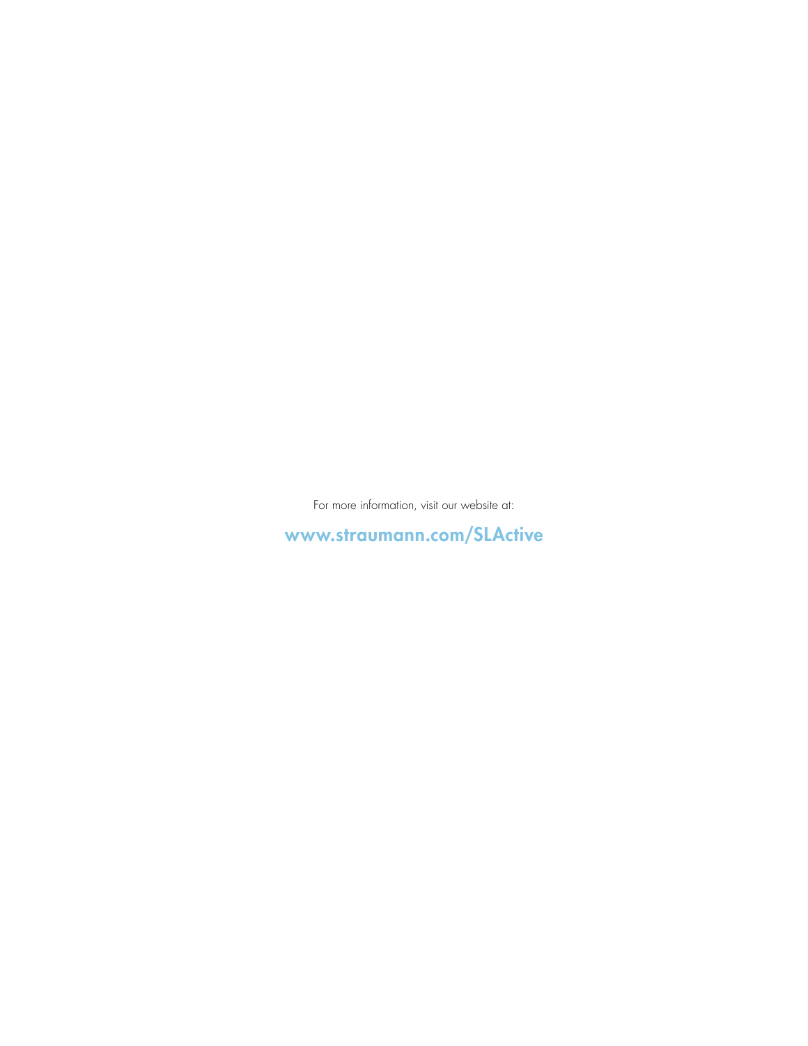For more information, visit our website at:

**www.straumann.com/SLActive**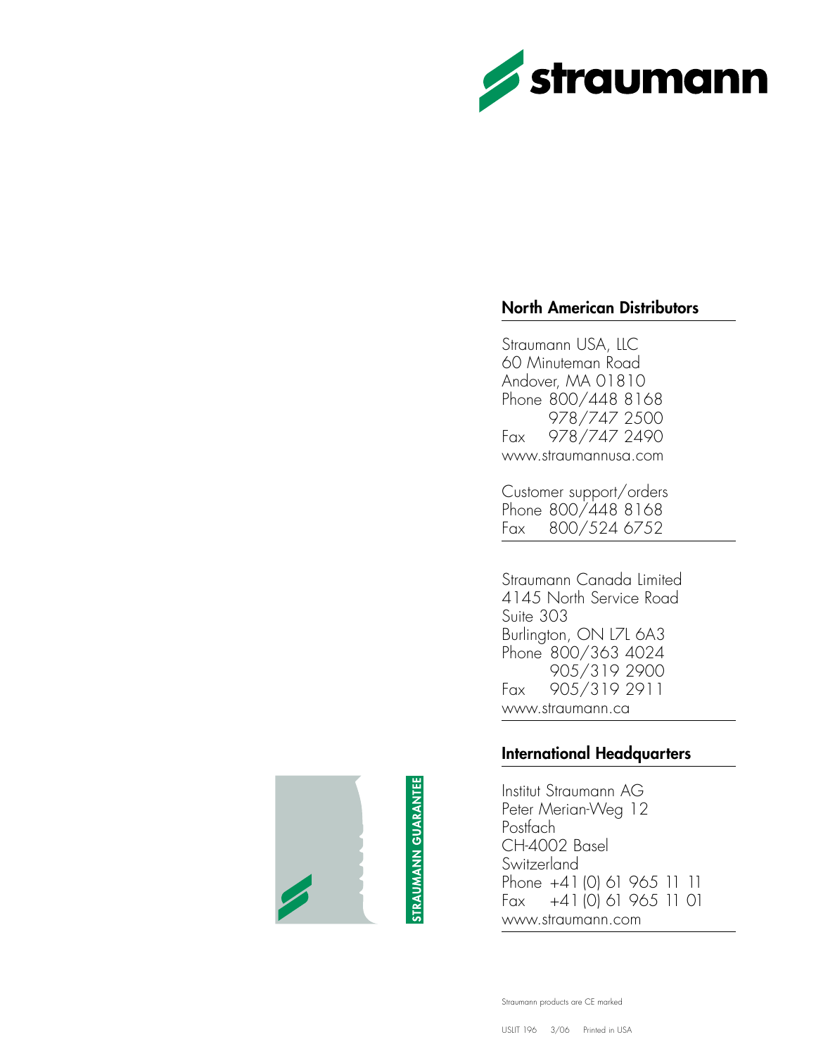straumann

## North American Distributors

Straumann USA, LLC
60 Minuteman Road
Andover, MA 01810
Phone 800/448 8168
978/747 2500
Fax 978/747 2490
www.straumannusa.com

Customer support/orders
Phone 800/448 8168
Fax 800/524 6752

Straumann Canada Limited
4145 North Service Road
Suite 303
Burlington, ON L7L 6A3
Phone 800/363 4024
905/319 2900
Fax 905/319 2911
www.straumann.ca

## International Headquarters

Institut Straumann AG
Peter Merian-Weg 12
Postfach
CH-4002 Basel
Switzerland
Phone +41 (0) 61 965 11 11
Fax +41 (0) 61 965 11 01
www.straumann.com

STRAUMANN GUARANTEE

Straumann products are CE marked

USLIT 196 3/06 Printed in USA